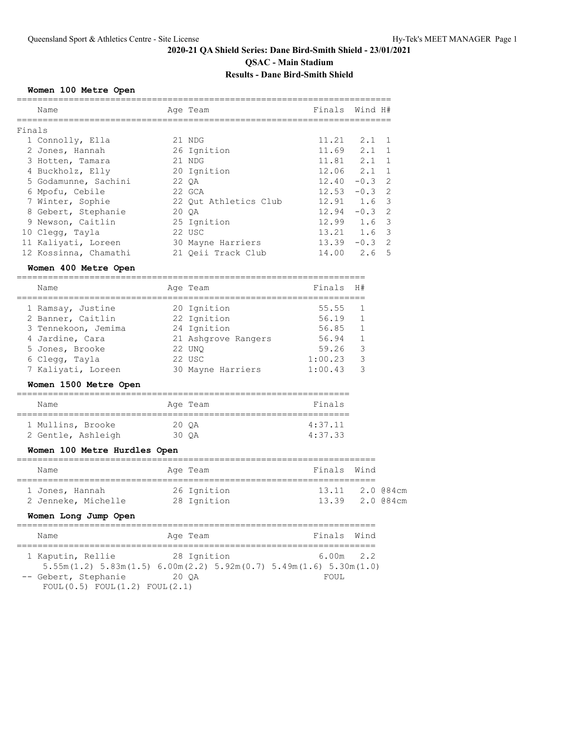# 2020-21 QA Shield Series: Dane Bird-Smith Shield - 23/01/2021

## QSAC - Main Stadium

## Results - Dane Bird-Smith Shield

### Women 100 Metre Open

Finals

| | Name | Age | Team | Finals | Wind | H# |
|---|---|---|---|---|---|---|
| 1 | Connolly, Ella | 21 | NDG | 11.21 | 2.1 | 1 |
| 2 | Jones, Hannah | 26 | Ignition | 11.69 | 2.1 | 1 |
| 3 | Hotten, Tamara | 21 | NDG | 11.81 | 2.1 | 1 |
| 4 | Buckholz, Elly | 20 | Ignition | 12.06 | 2.1 | 1 |
| 5 | Godamunne, Sachini | 22 | QA | 12.40 | -0.3 | 2 |
| 6 | Mpofu, Cebile | 22 | GCA | 12.53 | -0.3 | 2 |
| 7 | Winter, Sophie | 22 | Qut Athletics Club | 12.91 | 1.6 | 3 |
| 8 | Gebert, Stephanie | 20 | QA | 12.94 | -0.3 | 2 |
| 9 | Newson, Caitlin | 25 | Ignition | 12.99 | 1.6 | 3 |
| 10 | Clegg, Tayla | 22 | USC | 13.21 | 1.6 | 3 |
| 11 | Kaliyati, Loreen | 30 | Mayne Harriers | 13.39 | -0.3 | 2 |
| 12 | Kossinna, Chamathi | 21 | Qeii Track Club | 14.00 | 2.6 | 5 |

### Women 400 Metre Open

| | Name | Age | Team | Finals | H# |
|---|---|---|---|---|---|
| 1 | Ramsay, Justine | 20 | Ignition | 55.55 | 1 |
| 2 | Banner, Caitlin | 22 | Ignition | 56.19 | 1 |
| 3 | Tennekoon, Jemima | 24 | Ignition | 56.85 | 1 |
| 4 | Jardine, Cara | 21 | Ashgrove Rangers | 56.94 | 1 |
| 5 | Jones, Brooke | 22 | UNQ | 59.26 | 3 |
| 6 | Clegg, Tayla | 22 | USC | 1:00.23 | 3 |
| 7 | Kaliyati, Loreen | 30 | Mayne Harriers | 1:00.43 | 3 |

### Women 1500 Metre Open

| | Name | Age | Team | Finals |
|---|---|---|---|---|
| 1 | Mullins, Brooke | 20 | QA | 4:37.11 |
| 2 | Gentle, Ashleigh | 30 | QA | 4:37.33 |

### Women 100 Metre Hurdles Open

| | Name | Age | Team | Finals | Wind | |
|---|---|---|---|---|---|---|
| 1 | Jones, Hannah | 26 | Ignition | 13.11 | 2.0 | @84cm |
| 2 | Jenneke, Michelle | 28 | Ignition | 13.39 | 2.0 | @84cm |

### Women Long Jump Open

| | Name | Age | Team | Finals | Wind |
|---|---|---|---|---|---|
| 1 | Kaputin, Rellie | 28 | Ignition | 6.00m | 2.2 |
| | 5.55m(1.2) 5.83m(1.5) 6.00m(2.2) 5.92m(0.7) 5.49m(1.6) 5.30m(1.0) | | | | |
| -- | Gebert, Stephanie | 20 | QA | FOUL | |
| | FOUL(0.5) FOUL(1.2) FOUL(2.1) | | | | |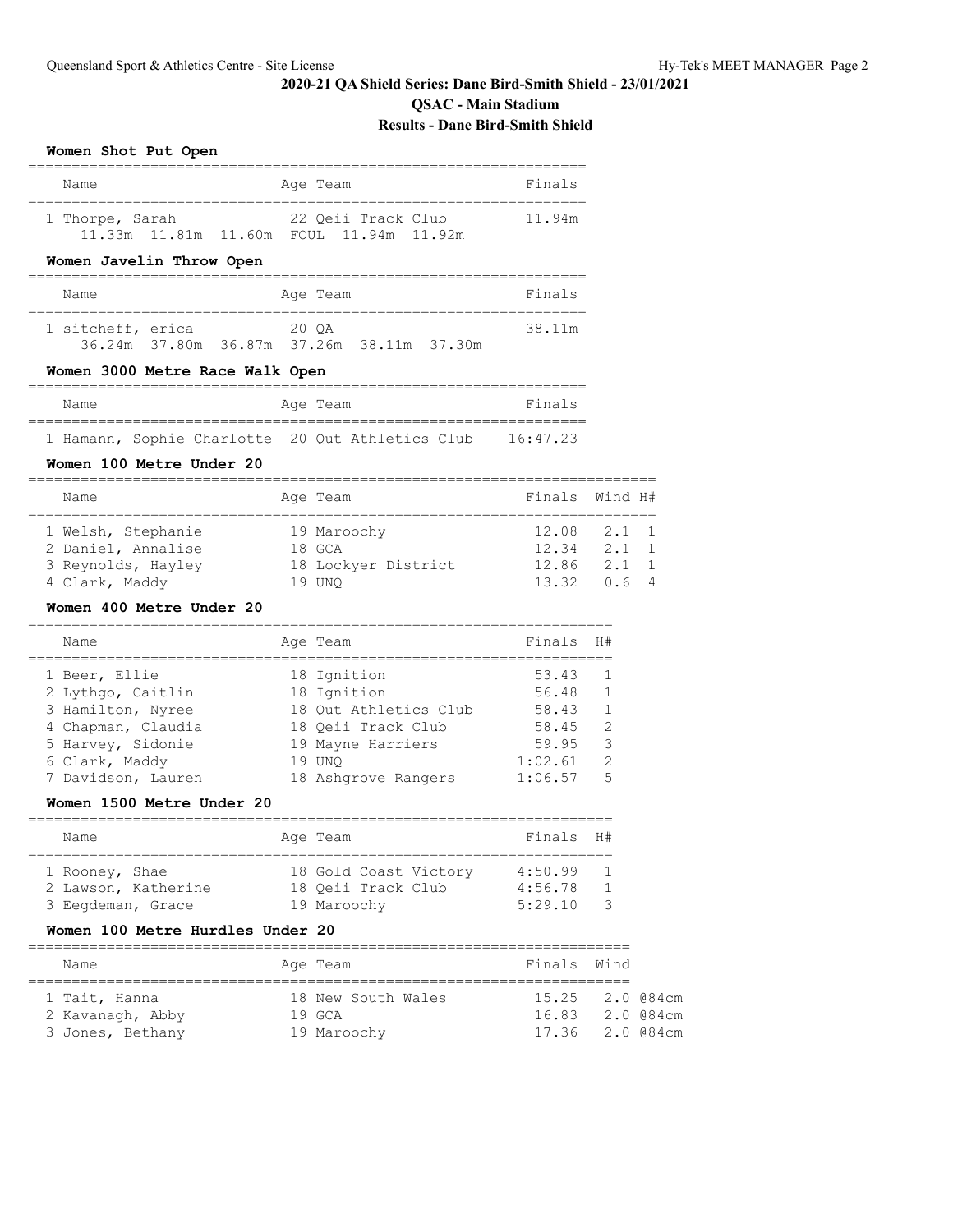**2020-21 QA Shield Series: Dane Bird-Smith Shield - 23/01/2021**

**QSAC - Main Stadium**

**Results - Dane Bird-Smith Shield**

### Women Shot Put Open

| Name | Age | Team | Finals |
|---|---|---|---|
| 1 Thorpe, Sarah | 22 | Qeii Track Club | 11.94m |
| 11.33m 11.81m 11.60m FOUL 11.94m 11.92m | | | |

### Women Javelin Throw Open

| Name | Age | Team | Finals |
|---|---|---|---|
| 1 sitcheff, erica | 20 | QA | 38.11m |
| 36.24m 37.80m 36.87m 37.26m 38.11m 37.30m | | | |

### Women 3000 Metre Race Walk Open

| Name | Age | Team | Finals |
|---|---|---|---|
| 1 Hamann, Sophie Charlotte | 20 | Qut Athletics Club | 16:47.23 |

### Women 100 Metre Under 20

| Name | Age | Team | Finals | Wind | H# |
|---|---|---|---|---|---|
| 1 Welsh, Stephanie | 19 | Maroochy | 12.08 | 2.1 | 1 |
| 2 Daniel, Annalise | 18 | GCA | 12.34 | 2.1 | 1 |
| 3 Reynolds, Hayley | 18 | Lockyer District | 12.86 | 2.1 | 1 |
| 4 Clark, Maddy | 19 | UNQ | 13.32 | 0.6 | 4 |

### Women 400 Metre Under 20

| Name | Age | Team | Finals | H# |
|---|---|---|---|---|
| 1 Beer, Ellie | 18 | Ignition | 53.43 | 1 |
| 2 Lythgo, Caitlin | 18 | Ignition | 56.48 | 1 |
| 3 Hamilton, Nyree | 18 | Qut Athletics Club | 58.43 | 1 |
| 4 Chapman, Claudia | 18 | Qeii Track Club | 58.45 | 2 |
| 5 Harvey, Sidonie | 19 | Mayne Harriers | 59.95 | 3 |
| 6 Clark, Maddy | 19 | UNQ | 1:02.61 | 2 |
| 7 Davidson, Lauren | 18 | Ashgrove Rangers | 1:06.57 | 5 |

### Women 1500 Metre Under 20

| Name | Age | Team | Finals | H# |
|---|---|---|---|---|
| 1 Rooney, Shae | 18 | Gold Coast Victory | 4:50.99 | 1 |
| 2 Lawson, Katherine | 18 | Qeii Track Club | 4:56.78 | 1 |
| 3 Eegdeman, Grace | 19 | Maroochy | 5:29.10 | 3 |

### Women 100 Metre Hurdles Under 20

| Name | Age | Team | Finals | Wind | |
|---|---|---|---|---|---|
| 1 Tait, Hanna | 18 | New South Wales | 15.25 | 2.0 | @84cm |
| 2 Kavanagh, Abby | 19 | GCA | 16.83 | 2.0 | @84cm |
| 3 Jones, Bethany | 19 | Maroochy | 17.36 | 2.0 | @84cm |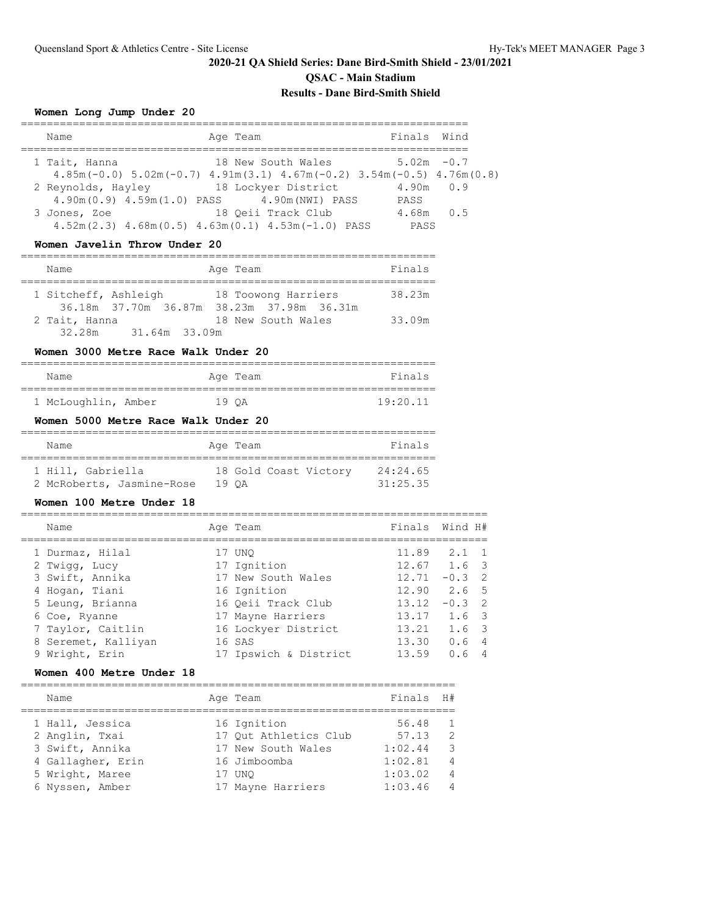## 2020-21 QA Shield Series: Dane Bird-Smith Shield - 23/01/2021

### QSAC - Main Stadium

### Results - Dane Bird-Smith Shield

#### Women Long Jump Under 20

| Name | Age | Team | Finals | Wind |
|---|---|---|---|---|
| 1 Tait, Hanna | 18 | New South Wales | 5.02m | -0.7 |
| 4.85m(-0.0) 5.02m(-0.7) 4.91m(3.1) 4.67m(-0.2) 3.54m(-0.5) 4.76m(0.8) | | | | |
| 2 Reynolds, Hayley | 18 | Lockyer District | 4.90m | 0.9 |
| 4.90m(0.9) 4.59m(1.0) PASS 4.90m(NWI) PASS PASS | | | | |
| 3 Jones, Zoe | 18 | Qeii Track Club | 4.68m | 0.5 |
| 4.52m(2.3) 4.68m(0.5) 4.63m(0.1) 4.53m(-1.0) PASS PASS | | | | |

#### Women Javelin Throw Under 20

| Name | Age | Team | Finals |
|---|---|---|---|
| 1 Sitcheff, Ashleigh | 18 | Toowong Harriers | 38.23m |
| 36.18m 37.70m 36.87m 38.23m 37.98m 36.31m | | | |
| 2 Tait, Hanna | 18 | New South Wales | 33.09m |
| 32.28m 31.64m 33.09m | | | |

#### Women 3000 Metre Race Walk Under 20

| Name | Age | Team | Finals |
|---|---|---|---|
| 1 McLoughlin, Amber | 19 | QA | 19:20.11 |

#### Women 5000 Metre Race Walk Under 20

| Name | Age | Team | Finals |
|---|---|---|---|
| 1 Hill, Gabriella | 18 | Gold Coast Victory | 24:24.65 |
| 2 McRoberts, Jasmine-Rose | 19 | QA | 31:25.35 |

#### Women 100 Metre Under 18

| Name | Age | Team | Finals | Wind | H# |
|---|---|---|---|---|---|
| 1 Durmaz, Hilal | 17 | UNQ | 11.89 | 2.1 | 1 |
| 2 Twigg, Lucy | 17 | Ignition | 12.67 | 1.6 | 3 |
| 3 Swift, Annika | 17 | New South Wales | 12.71 | -0.3 | 2 |
| 4 Hogan, Tiani | 16 | Ignition | 12.90 | 2.6 | 5 |
| 5 Leung, Brianna | 16 | Qeii Track Club | 13.12 | -0.3 | 2 |
| 6 Coe, Ryanne | 17 | Mayne Harriers | 13.17 | 1.6 | 3 |
| 7 Taylor, Caitlin | 16 | Lockyer District | 13.21 | 1.6 | 3 |
| 8 Seremet, Kalliyan | 16 | SAS | 13.30 | 0.6 | 4 |
| 9 Wright, Erin | 17 | Ipswich & District | 13.59 | 0.6 | 4 |

#### Women 400 Metre Under 18

| Name | Age | Team | Finals | H# |
|---|---|---|---|---|
| 1 Hall, Jessica | 16 | Ignition | 56.48 | 1 |
| 2 Anglin, Txai | 17 | Qut Athletics Club | 57.13 | 2 |
| 3 Swift, Annika | 17 | New South Wales | 1:02.44 | 3 |
| 4 Gallagher, Erin | 16 | Jimboomba | 1:02.81 | 4 |
| 5 Wright, Maree | 17 | UNQ | 1:03.02 | 4 |
| 6 Nyssen, Amber | 17 | Mayne Harriers | 1:03.46 | 4 |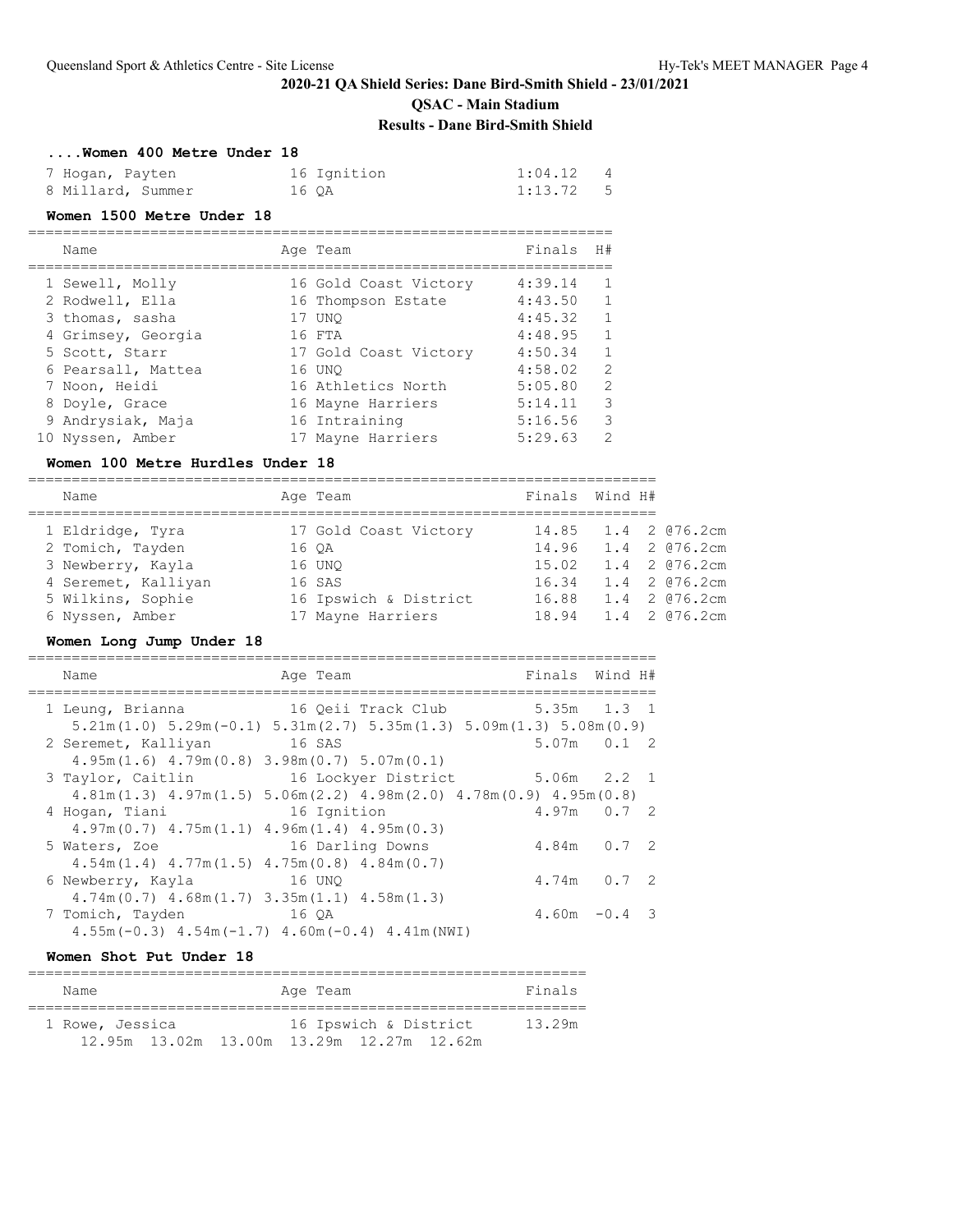## 2020-21 QA Shield Series: Dane Bird-Smith Shield - 23/01/2021

**QSAC - Main Stadium**

**Results - Dane Bird-Smith Shield**

### ....Women 400 Metre Under 18

| Name | Age | Team | Finals | H# |
|---|---|---|---|---|
| 7 Hogan, Payten | 16 | Ignition | 1:04.12 | 4 |
| 8 Millard, Summer | 16 | QA | 1:13.72 | 5 |

### Women 1500 Metre Under 18

| Name | Age | Team | Finals | H# |
|---|---|---|---|---|
| 1 Sewell, Molly | 16 | Gold Coast Victory | 4:39.14 | 1 |
| 2 Rodwell, Ella | 16 | Thompson Estate | 4:43.50 | 1 |
| 3 thomas, sasha | 17 | UNQ | 4:45.32 | 1 |
| 4 Grimsey, Georgia | 16 | FTA | 4:48.95 | 1 |
| 5 Scott, Starr | 17 | Gold Coast Victory | 4:50.34 | 1 |
| 6 Pearsall, Mattea | 16 | UNQ | 4:58.02 | 2 |
| 7 Noon, Heidi | 16 | Athletics North | 5:05.80 | 2 |
| 8 Doyle, Grace | 16 | Mayne Harriers | 5:14.11 | 3 |
| 9 Andrysiak, Maja | 16 | Intraining | 5:16.56 | 3 |
| 10 Nyssen, Amber | 17 | Mayne Harriers | 5:29.63 | 2 |

### Women 100 Metre Hurdles Under 18

| Name | Age | Team | Finals | Wind | H# | |
|---|---|---|---|---|---|---|
| 1 Eldridge, Tyra | 17 | Gold Coast Victory | 14.85 | 1.4 | 2 | @76.2cm |
| 2 Tomich, Tayden | 16 | QA | 14.96 | 1.4 | 2 | @76.2cm |
| 3 Newberry, Kayla | 16 | UNQ | 15.02 | 1.4 | 2 | @76.2cm |
| 4 Seremet, Kalliyan | 16 | SAS | 16.34 | 1.4 | 2 | @76.2cm |
| 5 Wilkins, Sophie | 16 | Ipswich & District | 16.88 | 1.4 | 2 | @76.2cm |
| 6 Nyssen, Amber | 17 | Mayne Harriers | 18.94 | 1.4 | 2 | @76.2cm |

### Women Long Jump Under 18

| Name | Age | Team | Finals | Wind | H# |
|---|---|---|---|---|---|
| 1 Leung, Brianna | 16 | Qeii Track Club | 5.35m | 1.3 | 1 |
| 5.21m(1.0) 5.29m(-0.1) 5.31m(2.7) 5.35m(1.3) 5.09m(1.3) 5.08m(0.9) | | | | | |
| 2 Seremet, Kalliyan | 16 | SAS | 5.07m | 0.1 | 2 |
| 4.95m(1.6) 4.79m(0.8) 3.98m(0.7) 5.07m(0.1) | | | | | |
| 3 Taylor, Caitlin | 16 | Lockyer District | 5.06m | 2.2 | 1 |
| 4.81m(1.3) 4.97m(1.5) 5.06m(2.2) 4.98m(2.0) 4.78m(0.9) 4.95m(0.8) | | | | | |
| 4 Hogan, Tiani | 16 | Ignition | 4.97m | 0.7 | 2 |
| 4.97m(0.7) 4.75m(1.1) 4.96m(1.4) 4.95m(0.3) | | | | | |
| 5 Waters, Zoe | 16 | Darling Downs | 4.84m | 0.7 | 2 |
| 4.54m(1.4) 4.77m(1.5) 4.75m(0.8) 4.84m(0.7) | | | | | |
| 6 Newberry, Kayla | 16 | UNQ | 4.74m | 0.7 | 2 |
| 4.74m(0.7) 4.68m(1.7) 3.35m(1.1) 4.58m(1.3) | | | | | |
| 7 Tomich, Tayden | 16 | QA | 4.60m | -0.4 | 3 |
| 4.55m(-0.3) 4.54m(-1.7) 4.60m(-0.4) 4.41m(NWI) | | | | | |

### Women Shot Put Under 18

| Name | Age | Team | Finals |
|---|---|---|---|
| 1 Rowe, Jessica | 16 | Ipswich & District | 13.29m |
| 12.95m 13.02m 13.00m 13.29m 12.27m 12.62m | | | |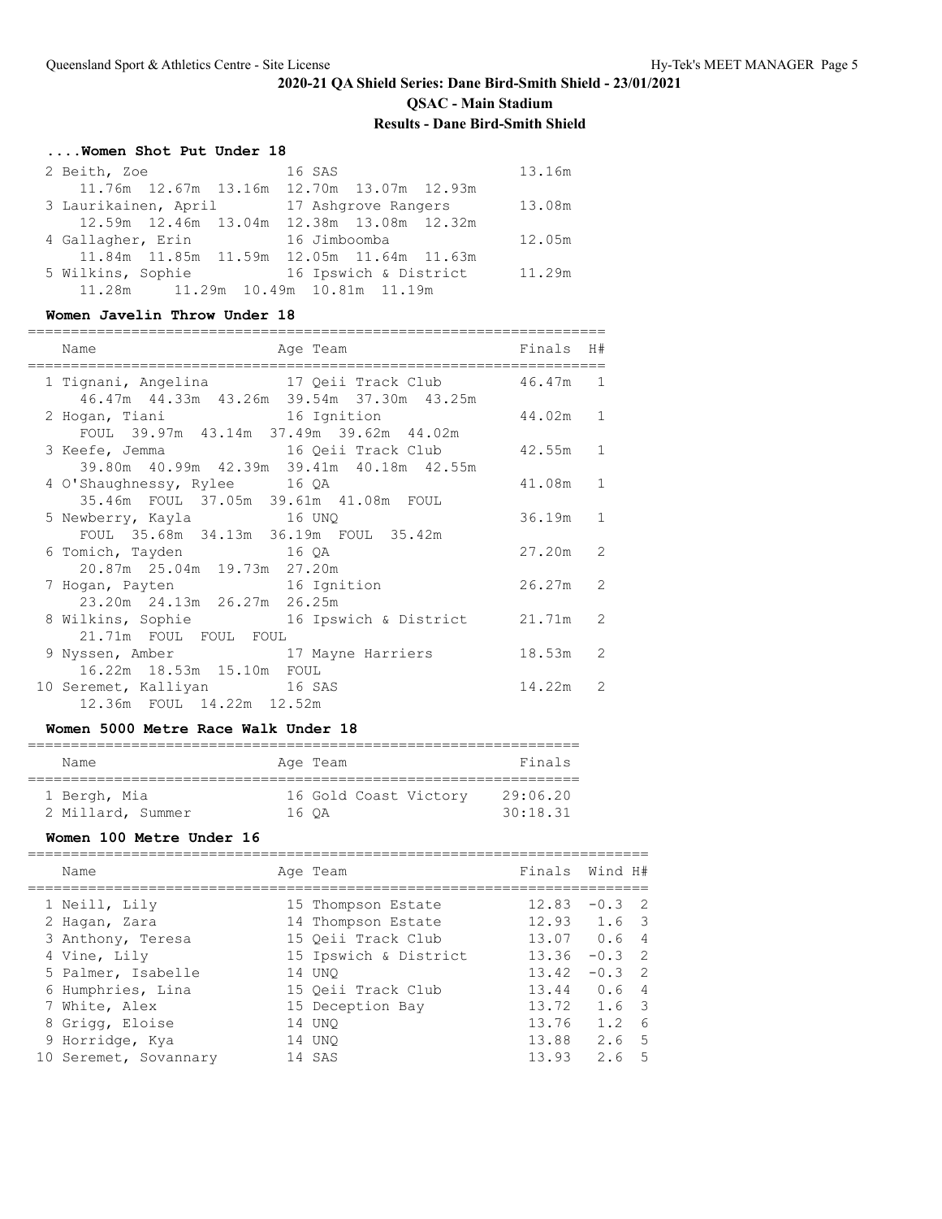# 2020-21 QA Shield Series: Dane Bird-Smith Shield - 23/01/2021

## QSAC - Main Stadium

## Results - Dane Bird-Smith Shield

### ....Women Shot Put Under 18

| Place | Name | Age | Team | Finals |
|---|---|---|---|---|
| 2 | Beith, Zoe | 16 | SAS | 13.16m |
| | 11.76m 12.67m 13.16m 12.70m 13.07m 12.93m | | | |
| 3 | Laurikainen, April | 17 | Ashgrove Rangers | 13.08m |
| | 12.59m 12.46m 13.04m 12.38m 13.08m 12.32m | | | |
| 4 | Gallagher, Erin | 16 | Jimboomba | 12.05m |
| | 11.84m 11.85m 11.59m 12.05m 11.64m 11.63m | | | |
| 5 | Wilkins, Sophie | 16 | Ipswich & District | 11.29m |
| | 11.28m 11.29m 10.49m 10.81m 11.19m | | | |

### Women Javelin Throw Under 18

| Place | Name | Age | Team | Finals | H# |
|---|---|---|---|---|---|
| 1 | Tignani, Angelina | 17 | Qeii Track Club | 46.47m | 1 |
| | 46.47m 44.33m 43.26m 39.54m 37.30m 43.25m | | | | |
| 2 | Hogan, Tiani | 16 | Ignition | 44.02m | 1 |
| | FOUL 39.97m 43.14m 37.49m 39.62m 44.02m | | | | |
| 3 | Keefe, Jemma | 16 | Qeii Track Club | 42.55m | 1 |
| | 39.80m 40.99m 42.39m 39.41m 40.18m 42.55m | | | | |
| 4 | O'Shaughnessy, Rylee | 16 | QA | 41.08m | 1 |
| | 35.46m FOUL 37.05m 39.61m 41.08m FOUL | | | | |
| 5 | Newberry, Kayla | 16 | UNQ | 36.19m | 1 |
| | FOUL 35.68m 34.13m 36.19m FOUL 35.42m | | | | |
| 6 | Tomich, Tayden | 16 | QA | 27.20m | 2 |
| | 20.87m 25.04m 19.73m 27.20m | | | | |
| 7 | Hogan, Payten | 16 | Ignition | 26.27m | 2 |
| | 23.20m 24.13m 26.27m 26.25m | | | | |
| 8 | Wilkins, Sophie | 16 | Ipswich & District | 21.71m | 2 |
| | 21.71m FOUL FOUL FOUL | | | | |
| 9 | Nyssen, Amber | 17 | Mayne Harriers | 18.53m | 2 |
| | 16.22m 18.53m 15.10m FOUL | | | | |
| 10 | Seremet, Kalliyan | 16 | SAS | 14.22m | 2 |
| | 12.36m FOUL 14.22m 12.52m | | | | |

### Women 5000 Metre Race Walk Under 18

| Place | Name | Age | Team | Finals |
|---|---|---|---|---|
| 1 | Bergh, Mia | 16 | Gold Coast Victory | 29:06.20 |
| 2 | Millard, Summer | 16 | QA | 30:18.31 |

### Women 100 Metre Under 16

| Place | Name | Age | Team | Finals | Wind | H# |
|---|---|---|---|---|---|---|
| 1 | Neill, Lily | 15 | Thompson Estate | 12.83 | -0.3 | 2 |
| 2 | Hagan, Zara | 14 | Thompson Estate | 12.93 | 1.6 | 3 |
| 3 | Anthony, Teresa | 15 | Qeii Track Club | 13.07 | 0.6 | 4 |
| 4 | Vine, Lily | 15 | Ipswich & District | 13.36 | -0.3 | 2 |
| 5 | Palmer, Isabelle | 14 | UNQ | 13.42 | -0.3 | 2 |
| 6 | Humphries, Lina | 15 | Qeii Track Club | 13.44 | 0.6 | 4 |
| 7 | White, Alex | 15 | Deception Bay | 13.72 | 1.6 | 3 |
| 8 | Grigg, Eloise | 14 | UNQ | 13.76 | 1.2 | 6 |
| 9 | Horridge, Kya | 14 | UNQ | 13.88 | 2.6 | 5 |
| 10 | Seremet, Sovannary | 14 | SAS | 13.93 | 2.6 | 5 |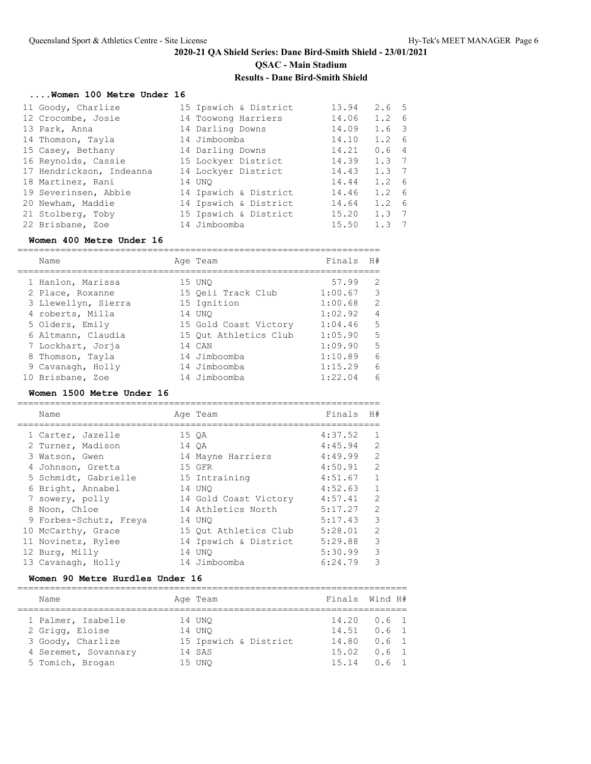# 2020-21 QA Shield Series: Dane Bird-Smith Shield - 23/01/2021

## QSAC - Main Stadium

## Results - Dane Bird-Smith Shield

### ....Women 100 Metre Under 16

| Place | Name | Age | Team | Finals | Wind | H# |
|---|---|---|---|---|---|---|
| 11 | Goody, Charlize | 15 | Ipswich & District | 13.94 | 2.6 | 5 |
| 12 | Crocombe, Josie | 14 | Toowong Harriers | 14.06 | 1.2 | 6 |
| 13 | Park, Anna | 14 | Darling Downs | 14.09 | 1.6 | 3 |
| 14 | Thomson, Tayla | 14 | Jimboomba | 14.10 | 1.2 | 6 |
| 15 | Casey, Bethany | 14 | Darling Downs | 14.21 | 0.6 | 4 |
| 16 | Reynolds, Cassie | 15 | Lockyer District | 14.39 | 1.3 | 7 |
| 17 | Hendrickson, Indeanna | 14 | Lockyer District | 14.43 | 1.3 | 7 |
| 18 | Martinez, Rani | 14 | UNQ | 14.44 | 1.2 | 6 |
| 19 | Severinsen, Abbie | 14 | Ipswich & District | 14.46 | 1.2 | 6 |
| 20 | Newham, Maddie | 14 | Ipswich & District | 14.64 | 1.2 | 6 |
| 21 | Stolberg, Toby | 15 | Ipswich & District | 15.20 | 1.3 | 7 |
| 22 | Brisbane, Zoe | 14 | Jimboomba | 15.50 | 1.3 | 7 |

### Women 400 Metre Under 16

| Place | Name | Age | Team | Finals | H# |
|---|---|---|---|---|---|
| 1 | Hanlon, Marissa | 15 | UNQ | 57.99 | 2 |
| 2 | Place, Roxanne | 15 | Qeii Track Club | 1:00.67 | 3 |
| 3 | Llewellyn, Sierra | 15 | Ignition | 1:00.68 | 2 |
| 4 | roberts, Milla | 14 | UNQ | 1:02.92 | 4 |
| 5 | Olders, Emily | 15 | Gold Coast Victory | 1:04.46 | 5 |
| 6 | Altmann, Claudia | 15 | Qut Athletics Club | 1:05.90 | 5 |
| 7 | Lockhart, Jorja | 14 | CAN | 1:09.90 | 5 |
| 8 | Thomson, Tayla | 14 | Jimboomba | 1:10.89 | 6 |
| 9 | Cavanagh, Holly | 14 | Jimboomba | 1:15.29 | 6 |
| 10 | Brisbane, Zoe | 14 | Jimboomba | 1:22.04 | 6 |

### Women 1500 Metre Under 16

| Place | Name | Age | Team | Finals | H# |
|---|---|---|---|---|---|
| 1 | Carter, Jazelle | 15 | QA | 4:37.52 | 1 |
| 2 | Turner, Madison | 14 | QA | 4:45.94 | 2 |
| 3 | Watson, Gwen | 14 | Mayne Harriers | 4:49.99 | 2 |
| 4 | Johnson, Gretta | 15 | GFR | 4:50.91 | 2 |
| 5 | Schmidt, Gabrielle | 15 | Intraining | 4:51.67 | 1 |
| 6 | Bright, Annabel | 14 | UNQ | 4:52.63 | 1 |
| 7 | sowery, polly | 14 | Gold Coast Victory | 4:57.41 | 2 |
| 8 | Noon, Chloe | 14 | Athletics North | 5:17.27 | 2 |
| 9 | Forbes-Schutz, Freya | 14 | UNQ | 5:17.43 | 3 |
| 10 | McCarthy, Grace | 15 | Qut Athletics Club | 5:28.01 | 2 |
| 11 | Novinetz, Rylee | 14 | Ipswich & District | 5:29.88 | 3 |
| 12 | Burg, Milly | 14 | UNQ | 5:30.99 | 3 |
| 13 | Cavanagh, Holly | 14 | Jimboomba | 6:24.79 | 3 |

### Women 90 Metre Hurdles Under 16

| Place | Name | Age | Team | Finals | Wind | H# |
|---|---|---|---|---|---|---|
| 1 | Palmer, Isabelle | 14 | UNQ | 14.20 | 0.6 | 1 |
| 2 | Grigg, Eloise | 14 | UNQ | 14.51 | 0.6 | 1 |
| 3 | Goody, Charlize | 15 | Ipswich & District | 14.80 | 0.6 | 1 |
| 4 | Seremet, Sovannary | 14 | SAS | 15.02 | 0.6 | 1 |
| 5 | Tomich, Brogan | 15 | UNQ | 15.14 | 0.6 | 1 |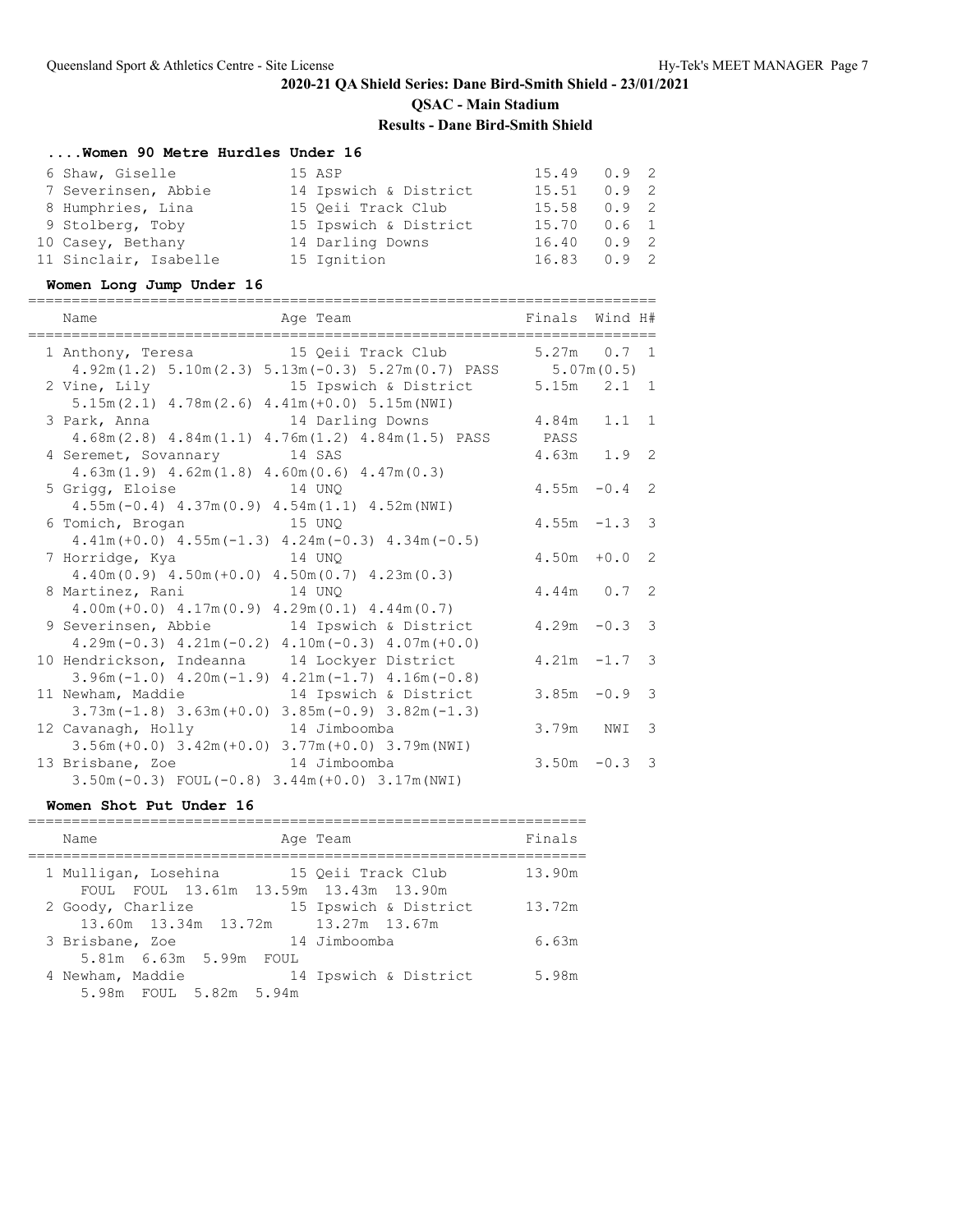## 2020-21 QA Shield Series: Dane Bird-Smith Shield - 23/01/2021

**QSAC - Main Stadium**

**Results - Dane Bird-Smith Shield**

### ....Women 90 Metre Hurdles Under 16

| Place | Name | Age | Team | Finals | Wind | H# |
|---|---|---|---|---|---|---|
| 6 | Shaw, Giselle | 15 | ASP | 15.49 | 0.9 | 2 |
| 7 | Severinsen, Abbie | 14 | Ipswich & District | 15.51 | 0.9 | 2 |
| 8 | Humphries, Lina | 15 | Qeii Track Club | 15.58 | 0.9 | 2 |
| 9 | Stolberg, Toby | 15 | Ipswich & District | 15.70 | 0.6 | 1 |
| 10 | Casey, Bethany | 14 | Darling Downs | 16.40 | 0.9 | 2 |
| 11 | Sinclair, Isabelle | 15 | Ignition | 16.83 | 0.9 | 2 |

### Women Long Jump Under 16

| Place | Name | Age | Team | Finals | Wind | H# |
|---|---|---|---|---|---|---|
| 1 | Anthony, Teresa | 15 | Qeii Track Club | 5.27m | 0.7 | 1 |
| | 4.92m(1.2) 5.10m(2.3) 5.13m(-0.3) 5.27m(0.7) PASS 5.07m(0.5) | | | | | |
| 2 | Vine, Lily | 15 | Ipswich & District | 5.15m | 2.1 | 1 |
| | 5.15m(2.1) 4.78m(2.6) 4.41m(+0.0) 5.15m(NWI) | | | | | |
| 3 | Park, Anna | 14 | Darling Downs | 4.84m | 1.1 | 1 |
| | 4.68m(2.8) 4.84m(1.1) 4.76m(1.2) 4.84m(1.5) PASS PASS | | | | | |
| 4 | Seremet, Sovannary | 14 | SAS | 4.63m | 1.9 | 2 |
| | 4.63m(1.9) 4.62m(1.8) 4.60m(0.6) 4.47m(0.3) | | | | | |
| 5 | Grigg, Eloise | 14 | UNQ | 4.55m | -0.4 | 2 |
| | 4.55m(-0.4) 4.37m(0.9) 4.54m(1.1) 4.52m(NWI) | | | | | |
| 6 | Tomich, Brogan | 15 | UNQ | 4.55m | -1.3 | 3 |
| | 4.41m(+0.0) 4.55m(-1.3) 4.24m(-0.3) 4.34m(-0.5) | | | | | |
| 7 | Horridge, Kya | 14 | UNQ | 4.50m | +0.0 | 2 |
| | 4.40m(0.9) 4.50m(+0.0) 4.50m(0.7) 4.23m(0.3) | | | | | |
| 8 | Martinez, Rani | 14 | UNQ | 4.44m | 0.7 | 2 |
| | 4.00m(+0.0) 4.17m(0.9) 4.29m(0.1) 4.44m(0.7) | | | | | |
| 9 | Severinsen, Abbie | 14 | Ipswich & District | 4.29m | -0.3 | 3 |
| | 4.29m(-0.3) 4.21m(-0.2) 4.10m(-0.3) 4.07m(+0.0) | | | | | |
| 10 | Hendrickson, Indeanna | 14 | Lockyer District | 4.21m | -1.7 | 3 |
| | 3.96m(-1.0) 4.20m(-1.9) 4.21m(-1.7) 4.16m(-0.8) | | | | | |
| 11 | Newham, Maddie | 14 | Ipswich & District | 3.85m | -0.9 | 3 |
| | 3.73m(-1.8) 3.63m(+0.0) 3.85m(-0.9) 3.82m(-1.3) | | | | | |
| 12 | Cavanagh, Holly | 14 | Jimboomba | 3.79m | NWI | 3 |
| | 3.56m(+0.0) 3.42m(+0.0) 3.77m(+0.0) 3.79m(NWI) | | | | | |
| 13 | Brisbane, Zoe | 14 | Jimboomba | 3.50m | -0.3 | 3 |
| | 3.50m(-0.3) FOUL(-0.8) 3.44m(+0.0) 3.17m(NWI) | | | | | |

### Women Shot Put Under 16

| Place | Name | Age | Team | Finals |
|---|---|---|---|---|
| 1 | Mulligan, Losehina | 15 | Qeii Track Club | 13.90m |
| | FOUL FOUL 13.61m 13.59m 13.43m 13.90m | | | |
| 2 | Goody, Charlize | 15 | Ipswich & District | 13.72m |
| | 13.60m 13.34m 13.72m 13.27m 13.67m | | | |
| 3 | Brisbane, Zoe | 14 | Jimboomba | 6.63m |
| | 5.81m 6.63m 5.99m FOUL | | | |
| 4 | Newham, Maddie | 14 | Ipswich & District | 5.98m |
| | 5.98m FOUL 5.82m 5.94m | | | |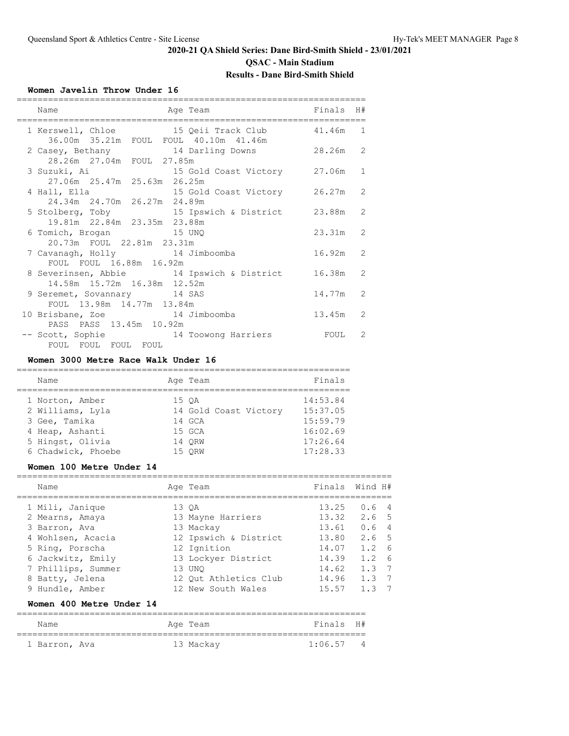## 2020-21 QA Shield Series: Dane Bird-Smith Shield - 23/01/2021

### QSAC - Main Stadium

### Results - Dane Bird-Smith Shield

#### Women Javelin Throw Under 16

| Place | Name | Age | Team | Finals | H# |
|---|---|---|---|---|---|
| 1 | Kerswell, Chloe | 15 | Qeii Track Club | 41.46m | 1 |
| | 36.00m 35.21m FOUL FOUL 40.10m 41.46m | | | | |
| 2 | Casey, Bethany | 14 | Darling Downs | 28.26m | 2 |
| | 28.26m 27.04m FOUL 27.85m | | | | |
| 3 | Suzuki, Ai | 15 | Gold Coast Victory | 27.06m | 1 |
| | 27.06m 25.47m 25.63m 26.25m | | | | |
| 4 | Hall, Ella | 15 | Gold Coast Victory | 26.27m | 2 |
| | 24.34m 24.70m 26.27m 24.89m | | | | |
| 5 | Stolberg, Toby | 15 | Ipswich & District | 23.88m | 2 |
| | 19.81m 22.84m 23.35m 23.88m | | | | |
| 6 | Tomich, Brogan | 15 | UNQ | 23.31m | 2 |
| | 20.73m FOUL 22.81m 23.31m | | | | |
| 7 | Cavanagh, Holly | 14 | Jimboomba | 16.92m | 2 |
| | FOUL FOUL 16.88m 16.92m | | | | |
| 8 | Severinsen, Abbie | 14 | Ipswich & District | 16.38m | 2 |
| | 14.58m 15.72m 16.38m 12.52m | | | | |
| 9 | Seremet, Sovannary | 14 | SAS | 14.77m | 2 |
| | FOUL 13.98m 14.77m 13.84m | | | | |
| 10 | Brisbane, Zoe | 14 | Jimboomba | 13.45m | 2 |
| | PASS PASS 13.45m 10.92m | | | | |
| -- | Scott, Sophie | 14 | Toowong Harriers | FOUL | 2 |
| | FOUL FOUL FOUL FOUL | | | | |

#### Women 3000 Metre Race Walk Under 16

| Place | Name | Age | Team | Finals |
|---|---|---|---|---|
| 1 | Norton, Amber | 15 | QA | 14:53.84 |
| 2 | Williams, Lyla | 14 | Gold Coast Victory | 15:37.05 |
| 3 | Gee, Tamika | 14 | GCA | 15:59.79 |
| 4 | Heap, Ashanti | 15 | GCA | 16:02.69 |
| 5 | Hingst, Olivia | 14 | QRW | 17:26.64 |
| 6 | Chadwick, Phoebe | 15 | QRW | 17:28.33 |

#### Women 100 Metre Under 14

| Place | Name | Age | Team | Finals | Wind | H# |
|---|---|---|---|---|---|---|
| 1 | Mili, Janique | 13 | QA | 13.25 | 0.6 | 4 |
| 2 | Mearns, Amaya | 13 | Mayne Harriers | 13.32 | 2.6 | 5 |
| 3 | Barron, Ava | 13 | Mackay | 13.61 | 0.6 | 4 |
| 4 | Wohlsen, Acacia | 12 | Ipswich & District | 13.80 | 2.6 | 5 |
| 5 | Ring, Porscha | 12 | Ignition | 14.07 | 1.2 | 6 |
| 6 | Jackwitz, Emily | 13 | Lockyer District | 14.39 | 1.2 | 6 |
| 7 | Phillips, Summer | 13 | UNQ | 14.62 | 1.3 | 7 |
| 8 | Batty, Jelena | 12 | Qut Athletics Club | 14.96 | 1.3 | 7 |
| 9 | Hundle, Amber | 12 | New South Wales | 15.57 | 1.3 | 7 |

#### Women 400 Metre Under 14

| Place | Name | Age | Team | Finals | H# |
|---|---|---|---|---|---|
| 1 | Barron, Ava | 13 | Mackay | 1:06.57 | 4 |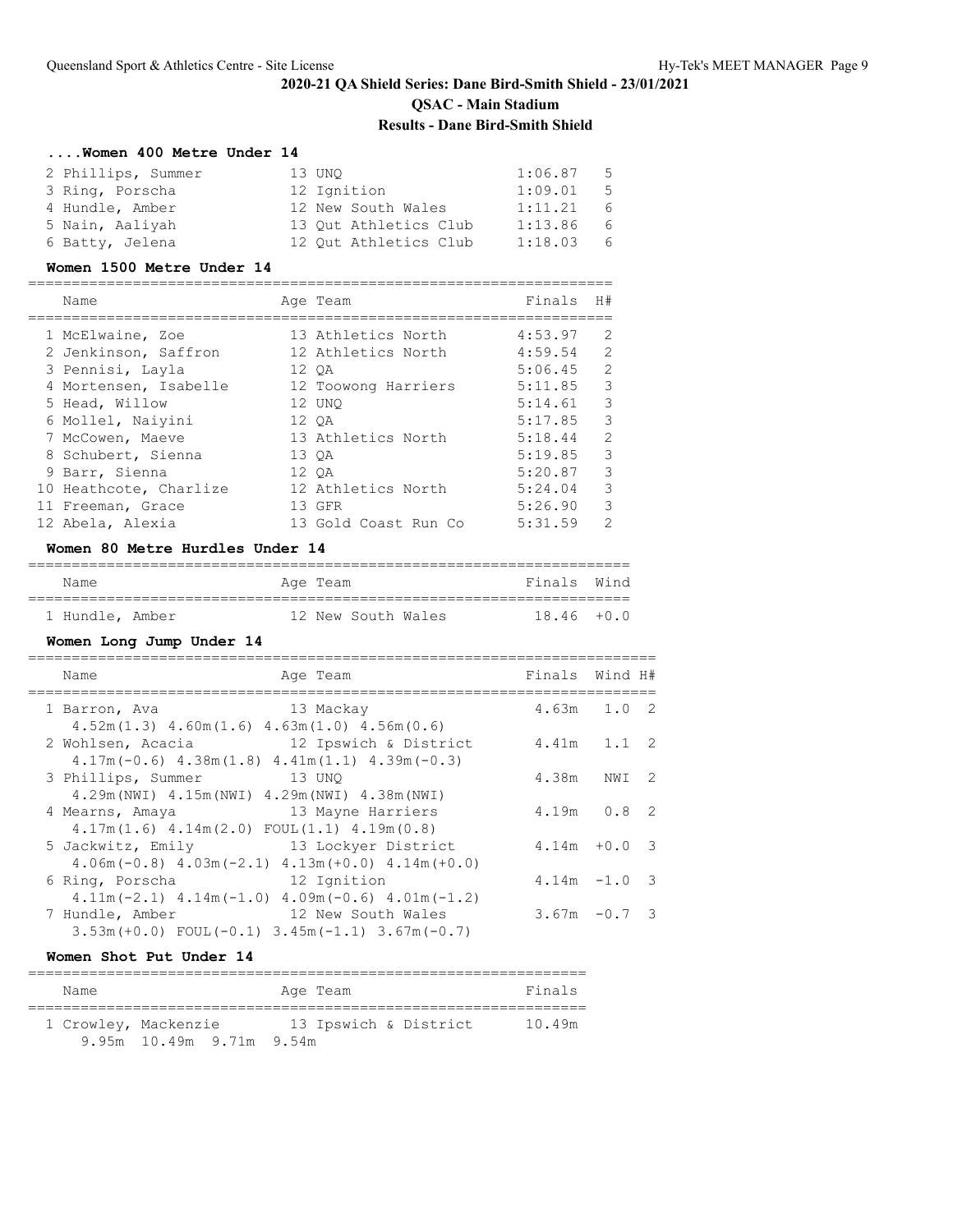## 2020-21 QA Shield Series: Dane Bird-Smith Shield - 23/01/2021

### QSAC - Main Stadium

### Results - Dane Bird-Smith Shield

#### ....Women 400 Metre Under 14

| Place | Name | Age | Team | Finals | H# |
|---|---|---|---|---|---|
| 2 | Phillips, Summer | 13 | UNQ | 1:06.87 | 5 |
| 3 | Ring, Porscha | 12 | Ignition | 1:09.01 | 5 |
| 4 | Hundle, Amber | 12 | New South Wales | 1:11.21 | 6 |
| 5 | Nain, Aaliyah | 13 | Qut Athletics Club | 1:13.86 | 6 |
| 6 | Batty, Jelena | 12 | Qut Athletics Club | 1:18.03 | 6 |

#### Women 1500 Metre Under 14

| Place | Name | Age | Team | Finals | H# |
|---|---|---|---|---|---|
| 1 | McElwaine, Zoe | 13 | Athletics North | 4:53.97 | 2 |
| 2 | Jenkinson, Saffron | 12 | Athletics North | 4:59.54 | 2 |
| 3 | Pennisi, Layla | 12 | QA | 5:06.45 | 2 |
| 4 | Mortensen, Isabelle | 12 | Toowong Harriers | 5:11.85 | 3 |
| 5 | Head, Willow | 12 | UNQ | 5:14.61 | 3 |
| 6 | Mollel, Naiyini | 12 | QA | 5:17.85 | 3 |
| 7 | McCowen, Maeve | 13 | Athletics North | 5:18.44 | 2 |
| 8 | Schubert, Sienna | 13 | QA | 5:19.85 | 3 |
| 9 | Barr, Sienna | 12 | QA | 5:20.87 | 3 |
| 10 | Heathcote, Charlize | 12 | Athletics North | 5:24.04 | 3 |
| 11 | Freeman, Grace | 13 | GFR | 5:26.90 | 3 |
| 12 | Abela, Alexia | 13 | Gold Coast Run Co | 5:31.59 | 2 |

#### Women 80 Metre Hurdles Under 14

| Place | Name | Age | Team | Finals | Wind |
|---|---|---|---|---|---|
| 1 | Hundle, Amber | 12 | New South Wales | 18.46 | +0.0 |

#### Women Long Jump Under 14

| Place | Name | Age | Team | Finals | Wind | H# |
|---|---|---|---|---|---|---|
| 1 | Barron, Ava | 13 | Mackay | 4.63m | 1.0 | 2 |
| | 4.52m(1.3) 4.60m(1.6) 4.63m(1.0) 4.56m(0.6) | | | | | |
| 2 | Wohlsen, Acacia | 12 | Ipswich & District | 4.41m | 1.1 | 2 |
| | 4.17m(-0.6) 4.38m(1.8) 4.41m(1.1) 4.39m(-0.3) | | | | | |
| 3 | Phillips, Summer | 13 | UNQ | 4.38m | NWI | 2 |
| | 4.29m(NWI) 4.15m(NWI) 4.29m(NWI) 4.38m(NWI) | | | | | |
| 4 | Mearns, Amaya | 13 | Mayne Harriers | 4.19m | 0.8 | 2 |
| | 4.17m(1.6) 4.14m(2.0) FOUL(1.1) 4.19m(0.8) | | | | | |
| 5 | Jackwitz, Emily | 13 | Lockyer District | 4.14m | +0.0 | 3 |
| | 4.06m(-0.8) 4.03m(-2.1) 4.13m(+0.0) 4.14m(+0.0) | | | | | |
| 6 | Ring, Porscha | 12 | Ignition | 4.14m | -1.0 | 3 |
| | 4.11m(-2.1) 4.14m(-1.0) 4.09m(-0.6) 4.01m(-1.2) | | | | | |
| 7 | Hundle, Amber | 12 | New South Wales | 3.67m | -0.7 | 3 |
| | 3.53m(+0.0) FOUL(-0.1) 3.45m(-1.1) 3.67m(-0.7) | | | | | |

#### Women Shot Put Under 14

| Place | Name | Age | Team | Finals |
|---|---|---|---|---|
| 1 | Crowley, Mackenzie | 13 | Ipswich & District | 10.49m |
| | 9.95m 10.49m 9.71m 9.54m | | | |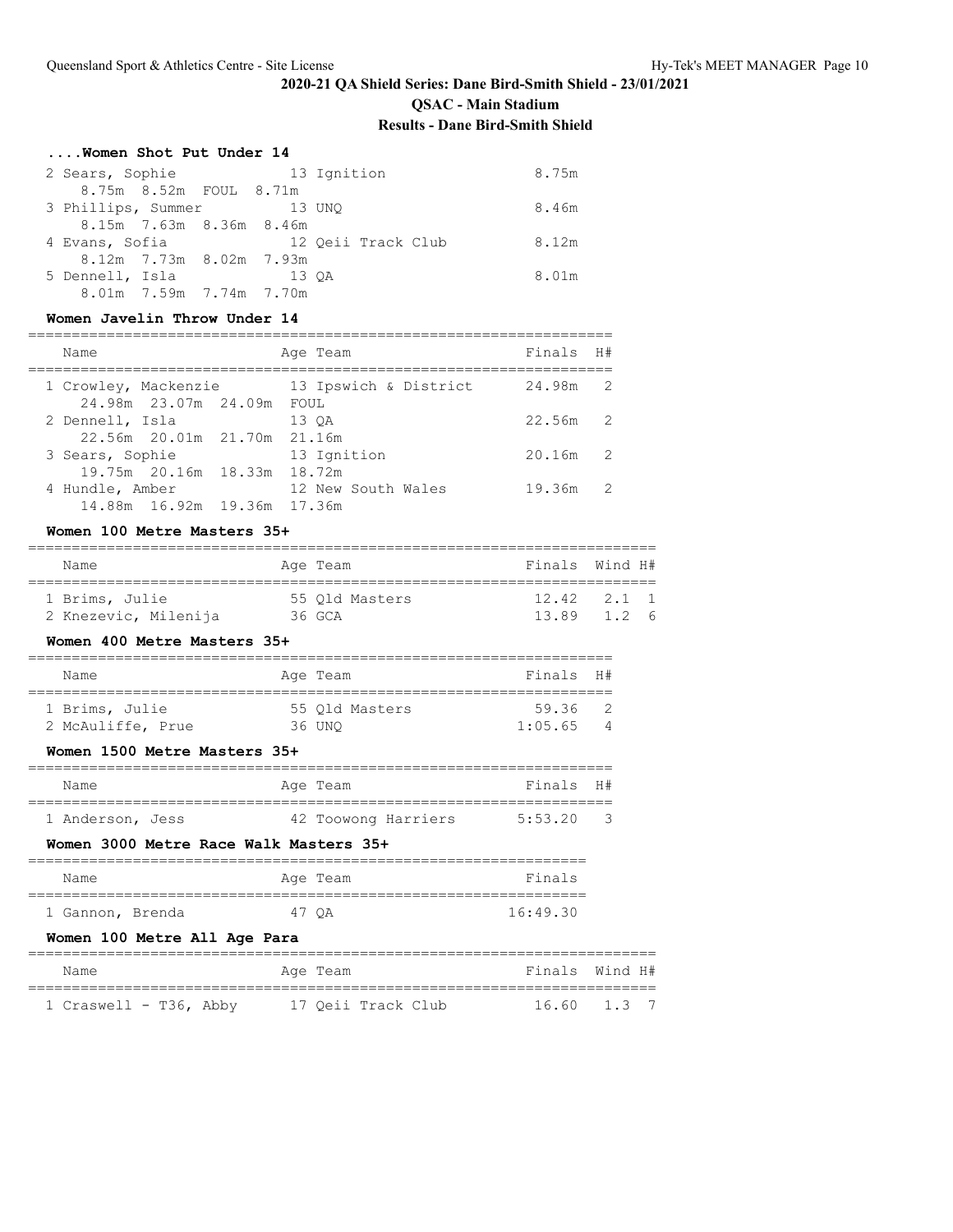**2020-21 QA Shield Series: Dane Bird-Smith Shield - 23/01/2021**

**QSAC - Main Stadium**

**Results - Dane Bird-Smith Shield**

### ....Women Shot Put Under 14

| Name | Age | Team | Finals |
|---|---|---|---|
| 2 Sears, Sophie | 13 | Ignition | 8.75m |
| 8.75m 8.52m FOUL 8.71m | | | |
| 3 Phillips, Summer | 13 | UNQ | 8.46m |
| 8.15m 7.63m 8.36m 8.46m | | | |
| 4 Evans, Sofia | 12 | Qeii Track Club | 8.12m |
| 8.12m 7.73m 8.02m 7.93m | | | |
| 5 Dennell, Isla | 13 | QA | 8.01m |
| 8.01m 7.59m 7.74m 7.70m | | | |

### Women Javelin Throw Under 14

| Name | Age | Team | Finals | H# |
|---|---|---|---|---|
| 1 Crowley, Mackenzie | 13 | Ipswich & District | 24.98m | 2 |
| 24.98m 23.07m 24.09m FOUL | | | | |
| 2 Dennell, Isla | 13 | QA | 22.56m | 2 |
| 22.56m 20.01m 21.70m 21.16m | | | | |
| 3 Sears, Sophie | 13 | Ignition | 20.16m | 2 |
| 19.75m 20.16m 18.33m 18.72m | | | | |
| 4 Hundle, Amber | 12 | New South Wales | 19.36m | 2 |
| 14.88m 16.92m 19.36m 17.36m | | | | |

### Women 100 Metre Masters 35+

| Name | Age | Team | Finals | Wind | H# |
|---|---|---|---|---|---|
| 1 Brims, Julie | 55 | Qld Masters | 12.42 | 2.1 | 1 |
| 2 Knezevic, Milenija | 36 | GCA | 13.89 | 1.2 | 6 |

### Women 400 Metre Masters 35+

| Name | Age | Team | Finals | H# |
|---|---|---|---|---|
| 1 Brims, Julie | 55 | Qld Masters | 59.36 | 2 |
| 2 McAuliffe, Prue | 36 | UNQ | 1:05.65 | 4 |

### Women 1500 Metre Masters 35+

| Name | Age | Team | Finals | H# |
|---|---|---|---|---|
| 1 Anderson, Jess | 42 | Toowong Harriers | 5:53.20 | 3 |

### Women 3000 Metre Race Walk Masters 35+

| Name | Age | Team | Finals |
|---|---|---|---|
| 1 Gannon, Brenda | 47 | QA | 16:49.30 |

### Women 100 Metre All Age Para

| Name | Age | Team | Finals | Wind | H# |
|---|---|---|---|---|---|
| 1 Craswell - T36, Abby | 17 | Qeii Track Club | 16.60 | 1.3 | 7 |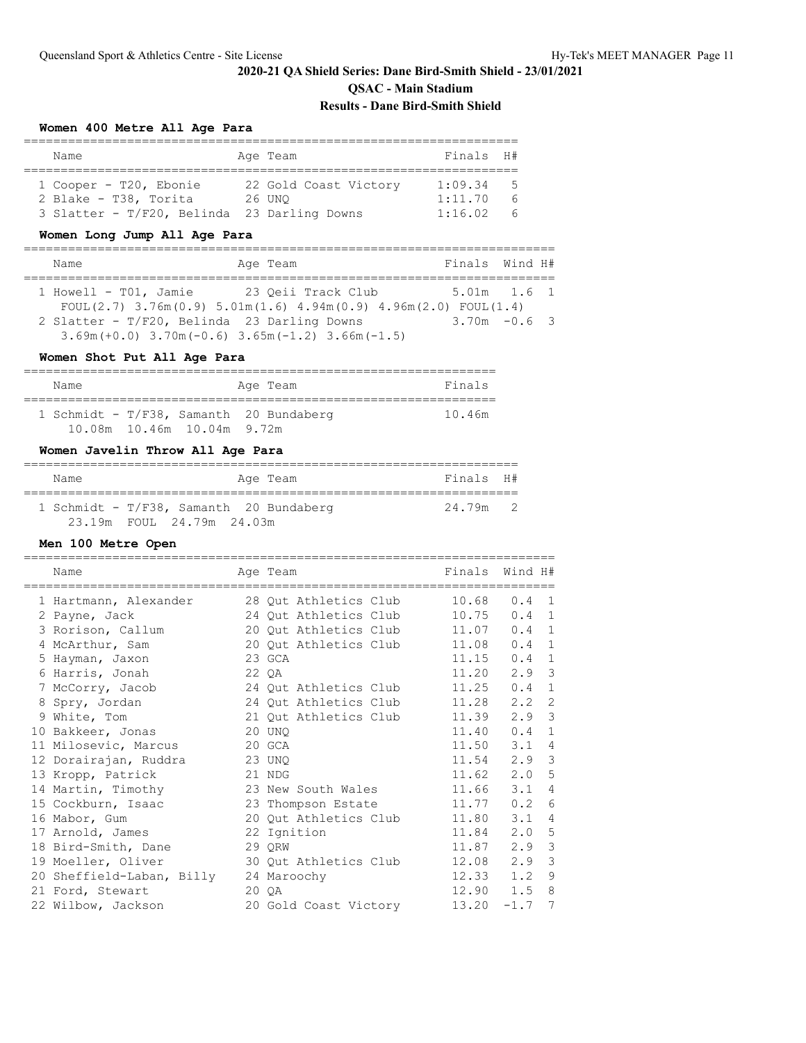## 2020-21 QA Shield Series: Dane Bird-Smith Shield - 23/01/2021

### QSAC - Main Stadium

### Results - Dane Bird-Smith Shield

#### Women 400 Metre All Age Para

| | Name | Age | Team | Finals | H# |
|---|---|---|---|---|---|
| 1 | Cooper - T20, Ebonie | 22 | Gold Coast Victory | 1:09.34 | 5 |
| 2 | Blake - T38, Torita | 26 | UNQ | 1:11.70 | 6 |
| 3 | Slatter - T/F20, Belinda | 23 | Darling Downs | 1:16.02 | 6 |

#### Women Long Jump All Age Para

| | Name | Age | Team | Finals | Wind | H# |
|---|---|---|---|---|---|---|
| 1 | Howell - T01, Jamie | 23 | Qeii Track Club | 5.01m | 1.6 | 1 |
| | FOUL(2.7) 3.76m(0.9) 5.01m(1.6) 4.94m(0.9) 4.96m(2.0) FOUL(1.4) | | | | | |
| 2 | Slatter - T/F20, Belinda | 23 | Darling Downs | 3.70m | -0.6 | 3 |
| | 3.69m(+0.0) 3.70m(-0.6) 3.65m(-1.2) 3.66m(-1.5) | | | | | |

#### Women Shot Put All Age Para

| | Name | Age | Team | Finals |
|---|---|---|---|---|
| 1 | Schmidt - T/F38, Samanth | 20 | Bundaberg | 10.46m |
| | 10.08m 10.46m 10.04m 9.72m | | | |

#### Women Javelin Throw All Age Para

| | Name | Age | Team | Finals | H# |
|---|---|---|---|---|---|
| 1 | Schmidt - T/F38, Samanth | 20 | Bundaberg | 24.79m | 2 |
| | 23.19m FOUL 24.79m 24.03m | | | | |

#### Men 100 Metre Open

| | Name | Age | Team | Finals | Wind | H# |
|---|---|---|---|---|---|---|
| 1 | Hartmann, Alexander | 28 | Qut Athletics Club | 10.68 | 0.4 | 1 |
| 2 | Payne, Jack | 24 | Qut Athletics Club | 10.75 | 0.4 | 1 |
| 3 | Rorison, Callum | 20 | Qut Athletics Club | 11.07 | 0.4 | 1 |
| 4 | McArthur, Sam | 20 | Qut Athletics Club | 11.08 | 0.4 | 1 |
| 5 | Hayman, Jaxon | 23 | GCA | 11.15 | 0.4 | 1 |
| 6 | Harris, Jonah | 22 | QA | 11.20 | 2.9 | 3 |
| 7 | McCorry, Jacob | 24 | Qut Athletics Club | 11.25 | 0.4 | 1 |
| 8 | Spry, Jordan | 24 | Qut Athletics Club | 11.28 | 2.2 | 2 |
| 9 | White, Tom | 21 | Qut Athletics Club | 11.39 | 2.9 | 3 |
| 10 | Bakkeer, Jonas | 20 | UNQ | 11.40 | 0.4 | 1 |
| 11 | Milosevic, Marcus | 20 | GCA | 11.50 | 3.1 | 4 |
| 12 | Dorairajan, Ruddra | 23 | UNQ | 11.54 | 2.9 | 3 |
| 13 | Kropp, Patrick | 21 | NDG | 11.62 | 2.0 | 5 |
| 14 | Martin, Timothy | 23 | New South Wales | 11.66 | 3.1 | 4 |
| 15 | Cockburn, Isaac | 23 | Thompson Estate | 11.77 | 0.2 | 6 |
| 16 | Mabor, Gum | 20 | Qut Athletics Club | 11.80 | 3.1 | 4 |
| 17 | Arnold, James | 22 | Ignition | 11.84 | 2.0 | 5 |
| 18 | Bird-Smith, Dane | 29 | QRW | 11.87 | 2.9 | 3 |
| 19 | Moeller, Oliver | 30 | Qut Athletics Club | 12.08 | 2.9 | 3 |
| 20 | Sheffield-Laban, Billy | 24 | Maroochy | 12.33 | 1.2 | 9 |
| 21 | Ford, Stewart | 20 | QA | 12.90 | 1.5 | 8 |
| 22 | Wilbow, Jackson | 20 | Gold Coast Victory | 13.20 | -1.7 | 7 |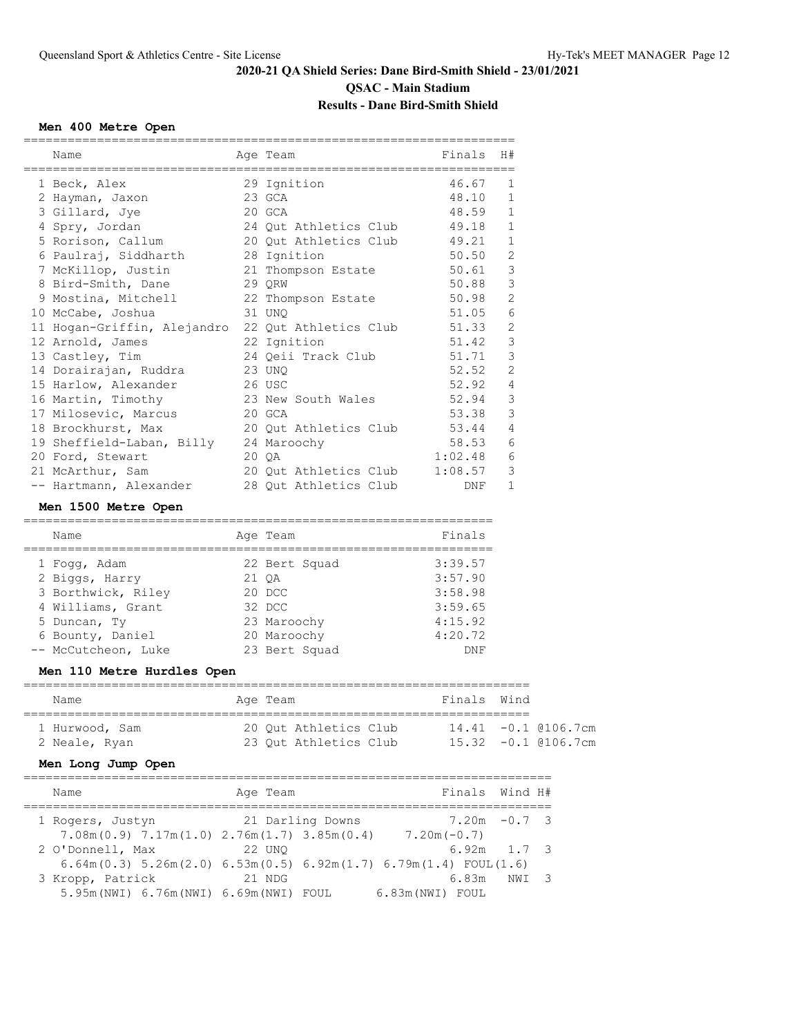## 2020-21 QA Shield Series: Dane Bird-Smith Shield - 23/01/2021

## QSAC - Main Stadium

## Results - Dane Bird-Smith Shield

### Men 400 Metre Open

| | Name | Age | Team | Finals | H# |
|---|---|---|---|---|---|
| 1 | Beck, Alex | 29 | Ignition | 46.67 | 1 |
| 2 | Hayman, Jaxon | 23 | GCA | 48.10 | 1 |
| 3 | Gillard, Jye | 20 | GCA | 48.59 | 1 |
| 4 | Spry, Jordan | 24 | Qut Athletics Club | 49.18 | 1 |
| 5 | Rorison, Callum | 20 | Qut Athletics Club | 49.21 | 1 |
| 6 | Paulraj, Siddharth | 28 | Ignition | 50.50 | 2 |
| 7 | McKillop, Justin | 21 | Thompson Estate | 50.61 | 3 |
| 8 | Bird-Smith, Dane | 29 | QRW | 50.88 | 3 |
| 9 | Mostina, Mitchell | 22 | Thompson Estate | 50.98 | 2 |
| 10 | McCabe, Joshua | 31 | UNQ | 51.05 | 6 |
| 11 | Hogan-Griffin, Alejandro | 22 | Qut Athletics Club | 51.33 | 2 |
| 12 | Arnold, James | 22 | Ignition | 51.42 | 3 |
| 13 | Castley, Tim | 24 | Qeii Track Club | 51.71 | 3 |
| 14 | Dorairajan, Ruddra | 23 | UNQ | 52.52 | 2 |
| 15 | Harlow, Alexander | 26 | USC | 52.92 | 4 |
| 16 | Martin, Timothy | 23 | New South Wales | 52.94 | 3 |
| 17 | Milosevic, Marcus | 20 | GCA | 53.38 | 3 |
| 18 | Brockhurst, Max | 20 | Qut Athletics Club | 53.44 | 4 |
| 19 | Sheffield-Laban, Billy | 24 | Maroochy | 58.53 | 6 |
| 20 | Ford, Stewart | 20 | QA | 1:02.48 | 6 |
| 21 | McArthur, Sam | 20 | Qut Athletics Club | 1:08.57 | 3 |
| -- | Hartmann, Alexander | 28 | Qut Athletics Club | DNF | 1 |

### Men 1500 Metre Open

| | Name | Age | Team | Finals |
|---|---|---|---|---|
| 1 | Fogg, Adam | 22 | Bert Squad | 3:39.57 |
| 2 | Biggs, Harry | 21 | QA | 3:57.90 |
| 3 | Borthwick, Riley | 20 | DCC | 3:58.98 |
| 4 | Williams, Grant | 32 | DCC | 3:59.65 |
| 5 | Duncan, Ty | 23 | Maroochy | 4:15.92 |
| 6 | Bounty, Daniel | 20 | Maroochy | 4:20.72 |
| -- | McCutcheon, Luke | 23 | Bert Squad | DNF |

### Men 110 Metre Hurdles Open

| | Name | Age | Team | Finals | Wind | |
|---|---|---|---|---|---|---|
| 1 | Hurwood, Sam | 20 | Qut Athletics Club | 14.41 | -0.1 | @106.7cm |
| 2 | Neale, Ryan | 23 | Qut Athletics Club | 15.32 | -0.1 | @106.7cm |

### Men Long Jump Open

| | Name | Age | Team | Finals | Wind | H# |
|---|---|---|---|---|---|---|
| 1 | Rogers, Justyn | 21 | Darling Downs | 7.20m | -0.7 | 3 |
| | 7.08m(0.9) 7.17m(1.0) 2.76m(1.7) 3.85m(0.4) 7.20m(-0.7) | | | | | |
| 2 | O'Donnell, Max | 22 | UNQ | 6.92m | 1.7 | 3 |
| | 6.64m(0.3) 5.26m(2.0) 6.53m(0.5) 6.92m(1.7) 6.79m(1.4) FOUL(1.6) | | | | | |
| 3 | Kropp, Patrick | 21 | NDG | 6.83m | NWI | 3 |
| | 5.95m(NWI) 6.76m(NWI) 6.69m(NWI) FOUL 6.83m(NWI) FOUL | | | | | |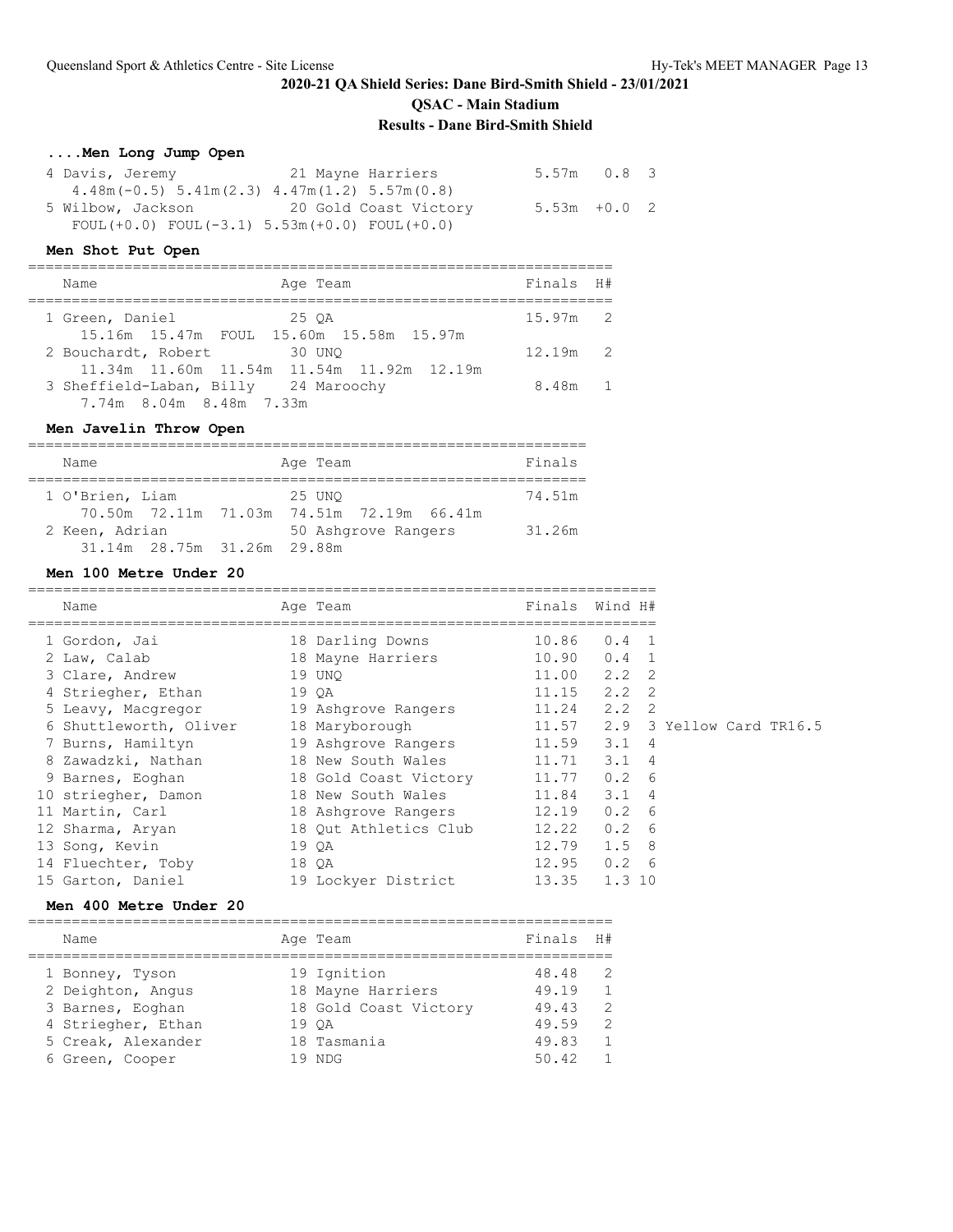**2020-21 QA Shield Series: Dane Bird-Smith Shield - 23/01/2021**

**QSAC - Main Stadium**

**Results - Dane Bird-Smith Shield**

### ....Men Long Jump Open

| Name | Age | Team | Finals | Wind | H# |
|---|---|---|---|---|---|
| 4 Davis, Jeremy | 21 | Mayne Harriers | 5.57m | 0.8 | 3 |
| 4.48m(-0.5) 5.41m(2.3) 4.47m(1.2) 5.57m(0.8) | | | | | |
| 5 Wilbow, Jackson | 20 | Gold Coast Victory | 5.53m | +0.0 | 2 |
| FOUL(+0.0) FOUL(-3.1) 5.53m(+0.0) FOUL(+0.0) | | | | | |

### Men Shot Put Open

| Name | Age | Team | Finals | H# |
|---|---|---|---|---|
| 1 Green, Daniel | 25 | QA | 15.97m | 2 |
| 15.16m 15.47m FOUL 15.60m 15.58m 15.97m | | | | |
| 2 Bouchardt, Robert | 30 | UNQ | 12.19m | 2 |
| 11.34m 11.60m 11.54m 11.54m 11.92m 12.19m | | | | |
| 3 Sheffield-Laban, Billy | 24 | Maroochy | 8.48m | 1 |
| 7.74m 8.04m 8.48m 7.33m | | | | |

### Men Javelin Throw Open

| Name | Age | Team | Finals |
|---|---|---|---|
| 1 O'Brien, Liam | 25 | UNQ | 74.51m |
| 70.50m 72.11m 71.03m 74.51m 72.19m 66.41m | | | |
| 2 Keen, Adrian | 50 | Ashgrove Rangers | 31.26m |
| 31.14m 28.75m 31.26m 29.88m | | | |

### Men 100 Metre Under 20

| Name | Age | Team | Finals | Wind | H# | |
|---|---|---|---|---|---|---|
| 1 Gordon, Jai | 18 | Darling Downs | 10.86 | 0.4 | 1 | |
| 2 Law, Calab | 18 | Mayne Harriers | 10.90 | 0.4 | 1 | |
| 3 Clare, Andrew | 19 | UNQ | 11.00 | 2.2 | 2 | |
| 4 Striegher, Ethan | 19 | QA | 11.15 | 2.2 | 2 | |
| 5 Leavy, Macgregor | 19 | Ashgrove Rangers | 11.24 | 2.2 | 2 | |
| 6 Shuttleworth, Oliver | 18 | Maryborough | 11.57 | 2.9 | 3 | Yellow Card TR16.5 |
| 7 Burns, Hamiltyn | 19 | Ashgrove Rangers | 11.59 | 3.1 | 4 | |
| 8 Zawadzki, Nathan | 18 | New South Wales | 11.71 | 3.1 | 4 | |
| 9 Barnes, Eoghan | 18 | Gold Coast Victory | 11.77 | 0.2 | 6 | |
| 10 striegher, Damon | 18 | New South Wales | 11.84 | 3.1 | 4 | |
| 11 Martin, Carl | 18 | Ashgrove Rangers | 12.19 | 0.2 | 6 | |
| 12 Sharma, Aryan | 18 | Qut Athletics Club | 12.22 | 0.2 | 6 | |
| 13 Song, Kevin | 19 | QA | 12.79 | 1.5 | 8 | |
| 14 Fluechter, Toby | 18 | QA | 12.95 | 0.2 | 6 | |
| 15 Garton, Daniel | 19 | Lockyer District | 13.35 | 1.3 | 10 | |

### Men 400 Metre Under 20

| Name | Age | Team | Finals | H# |
|---|---|---|---|---|
| 1 Bonney, Tyson | 19 | Ignition | 48.48 | 2 |
| 2 Deighton, Angus | 18 | Mayne Harriers | 49.19 | 1 |
| 3 Barnes, Eoghan | 18 | Gold Coast Victory | 49.43 | 2 |
| 4 Striegher, Ethan | 19 | QA | 49.59 | 2 |
| 5 Creak, Alexander | 18 | Tasmania | 49.83 | 1 |
| 6 Green, Cooper | 19 | NDG | 50.42 | 1 |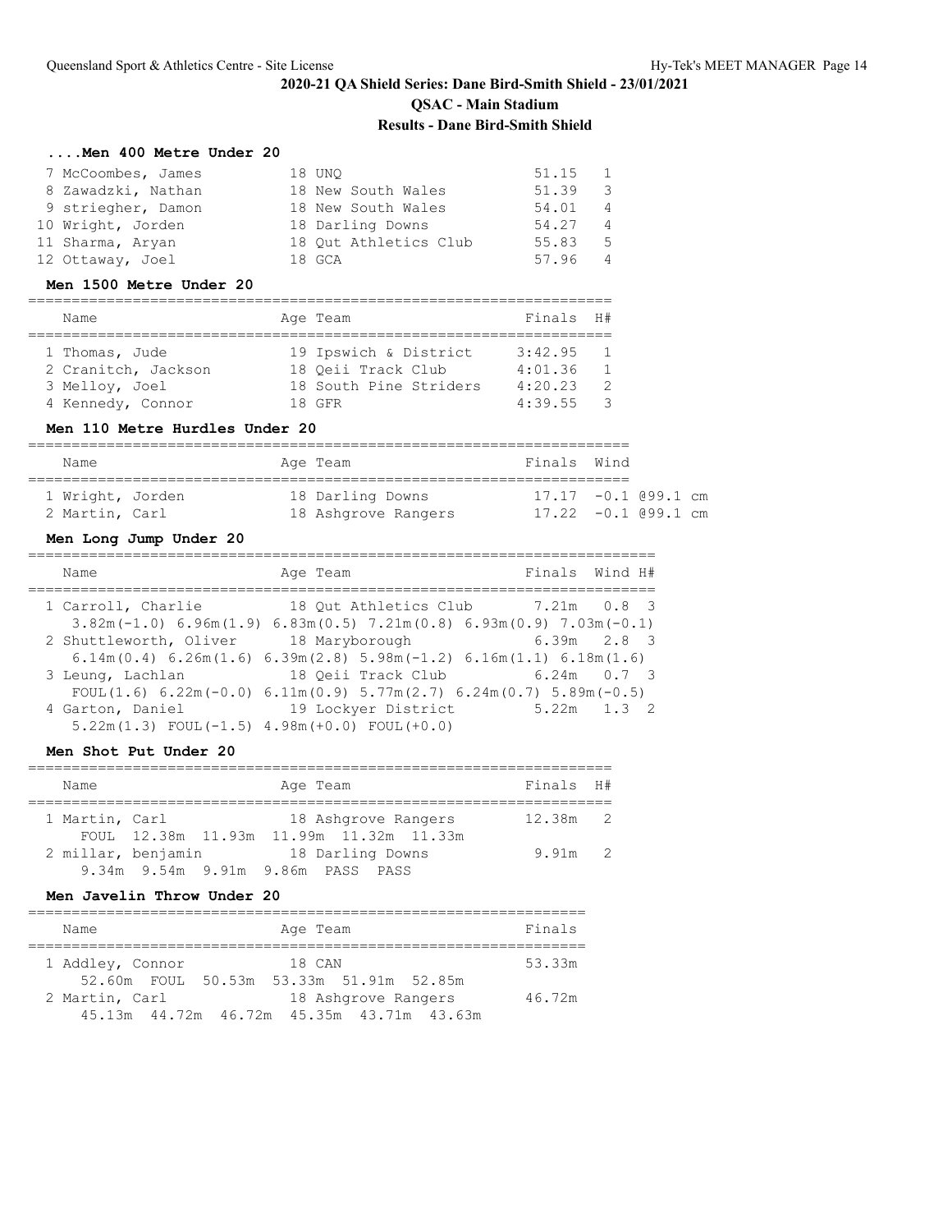## 2020-21 QA Shield Series: Dane Bird-Smith Shield - 23/01/2021

### QSAC - Main Stadium

### Results - Dane Bird-Smith Shield

#### ....Men 400 Metre Under 20

| Place | Name | Age | Team | Finals | H# |
|---|---|---|---|---|---|
| 7 | McCoombes, James | 18 | UNQ | 51.15 | 1 |
| 8 | Zawadzki, Nathan | 18 | New South Wales | 51.39 | 3 |
| 9 | striegher, Damon | 18 | New South Wales | 54.01 | 4 |
| 10 | Wright, Jorden | 18 | Darling Downs | 54.27 | 4 |
| 11 | Sharma, Aryan | 18 | Qut Athletics Club | 55.83 | 5 |
| 12 | Ottaway, Joel | 18 | GCA | 57.96 | 4 |

#### Men 1500 Metre Under 20

| Place | Name | Age | Team | Finals | H# |
|---|---|---|---|---|---|
| 1 | Thomas, Jude | 19 | Ipswich & District | 3:42.95 | 1 |
| 2 | Cranitch, Jackson | 18 | Qeii Track Club | 4:01.36 | 1 |
| 3 | Melloy, Joel | 18 | South Pine Striders | 4:20.23 | 2 |
| 4 | Kennedy, Connor | 18 | GFR | 4:39.55 | 3 |

#### Men 110 Metre Hurdles Under 20

| Place | Name | Age | Team | Finals | Wind |
|---|---|---|---|---|---|
| 1 | Wright, Jorden | 18 | Darling Downs | 17.17 | -0.1 @99.1 cm |
| 2 | Martin, Carl | 18 | Ashgrove Rangers | 17.22 | -0.1 @99.1 cm |

#### Men Long Jump Under 20

| Place | Name | Age | Team | Finals | Wind | H# |
|---|---|---|---|---|---|---|
| 1 | Carroll, Charlie | 18 | Qut Athletics Club | 7.21m | 0.8 | 3 |
| | 3.82m(-1.0) 6.96m(1.9) 6.83m(0.5) 7.21m(0.8) 6.93m(0.9) 7.03m(-0.1) | | | | | |
| 2 | Shuttleworth, Oliver | 18 | Maryborough | 6.39m | 2.8 | 3 |
| | 6.14m(0.4) 6.26m(1.6) 6.39m(2.8) 5.98m(-1.2) 6.16m(1.1) 6.18m(1.6) | | | | | |
| 3 | Leung, Lachlan | 18 | Qeii Track Club | 6.24m | 0.7 | 3 |
| | FOUL(1.6) 6.22m(-0.0) 6.11m(0.9) 5.77m(2.7) 6.24m(0.7) 5.89m(-0.5) | | | | | |
| 4 | Garton, Daniel | 19 | Lockyer District | 5.22m | 1.3 | 2 |
| | 5.22m(1.3) FOUL(-1.5) 4.98m(+0.0) FOUL(+0.0) | | | | | |

#### Men Shot Put Under 20

| Place | Name | Age | Team | Finals | H# |
|---|---|---|---|---|---|
| 1 | Martin, Carl | 18 | Ashgrove Rangers | 12.38m | 2 |
| | FOUL 12.38m 11.93m 11.99m 11.32m 11.33m | | | | |
| 2 | millar, benjamin | 18 | Darling Downs | 9.91m | 2 |
| | 9.34m 9.54m 9.91m 9.86m PASS PASS | | | | |

#### Men Javelin Throw Under 20

| Place | Name | Age | Team | Finals |
|---|---|---|---|---|
| 1 | Addley, Connor | 18 | CAN | 53.33m |
| | 52.60m FOUL 50.53m 53.33m 51.91m 52.85m | | | |
| 2 | Martin, Carl | 18 | Ashgrove Rangers | 46.72m |
| | 45.13m 44.72m 46.72m 45.35m 43.71m 43.63m | | | |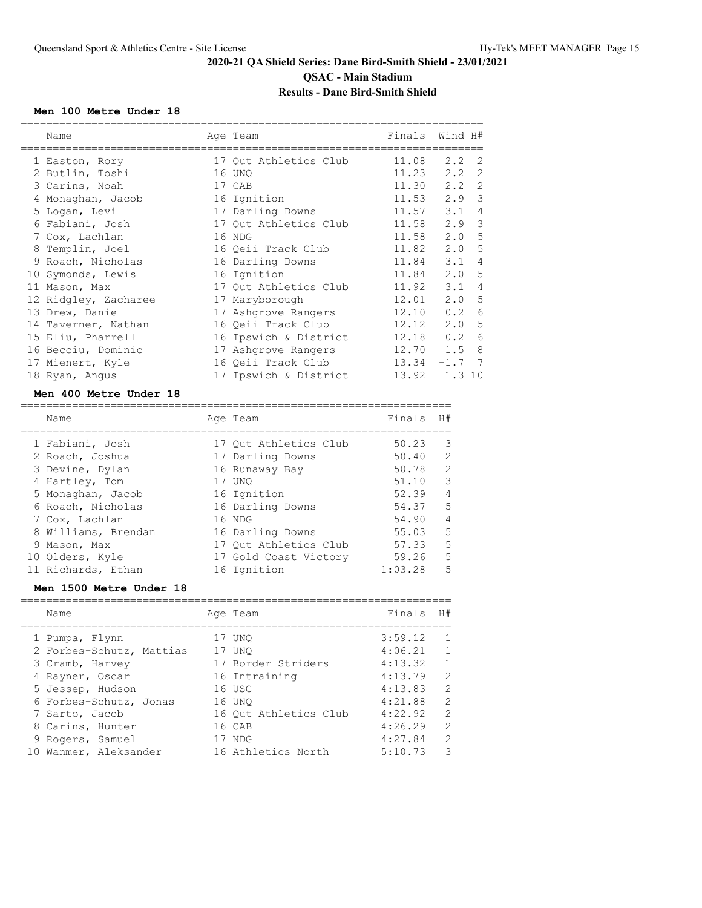## 2020-21 QA Shield Series: Dane Bird-Smith Shield - 23/01/2021

### QSAC - Main Stadium

### Results - Dane Bird-Smith Shield

#### Men 100 Metre Under 18

| | Name | Age | Team | Finals | Wind | H# |
|---|---|---|---|---|---|---|
| 1 | Easton, Rory | 17 | Qut Athletics Club | 11.08 | 2.2 | 2 |
| 2 | Butlin, Toshi | 16 | UNQ | 11.23 | 2.2 | 2 |
| 3 | Carins, Noah | 17 | CAB | 11.30 | 2.2 | 2 |
| 4 | Monaghan, Jacob | 16 | Ignition | 11.53 | 2.9 | 3 |
| 5 | Logan, Levi | 17 | Darling Downs | 11.57 | 3.1 | 4 |
| 6 | Fabiani, Josh | 17 | Qut Athletics Club | 11.58 | 2.9 | 3 |
| 7 | Cox, Lachlan | 16 | NDG | 11.58 | 2.0 | 5 |
| 8 | Templin, Joel | 16 | Qeii Track Club | 11.82 | 2.0 | 5 |
| 9 | Roach, Nicholas | 16 | Darling Downs | 11.84 | 3.1 | 4 |
| 10 | Symonds, Lewis | 16 | Ignition | 11.84 | 2.0 | 5 |
| 11 | Mason, Max | 17 | Qut Athletics Club | 11.92 | 3.1 | 4 |
| 12 | Ridgley, Zacharee | 17 | Maryborough | 12.01 | 2.0 | 5 |
| 13 | Drew, Daniel | 17 | Ashgrove Rangers | 12.10 | 0.2 | 6 |
| 14 | Taverner, Nathan | 16 | Qeii Track Club | 12.12 | 2.0 | 5 |
| 15 | Eliu, Pharrell | 16 | Ipswich & District | 12.18 | 0.2 | 6 |
| 16 | Becciu, Dominic | 17 | Ashgrove Rangers | 12.70 | 1.5 | 8 |
| 17 | Mienert, Kyle | 16 | Qeii Track Club | 13.34 | -1.7 | 7 |
| 18 | Ryan, Angus | 17 | Ipswich & District | 13.92 | 1.3 | 10 |

#### Men 400 Metre Under 18

| | Name | Age | Team | Finals | H# |
|---|---|---|---|---|---|
| 1 | Fabiani, Josh | 17 | Qut Athletics Club | 50.23 | 3 |
| 2 | Roach, Joshua | 17 | Darling Downs | 50.40 | 2 |
| 3 | Devine, Dylan | 16 | Runaway Bay | 50.78 | 2 |
| 4 | Hartley, Tom | 17 | UNQ | 51.10 | 3 |
| 5 | Monaghan, Jacob | 16 | Ignition | 52.39 | 4 |
| 6 | Roach, Nicholas | 16 | Darling Downs | 54.37 | 5 |
| 7 | Cox, Lachlan | 16 | NDG | 54.90 | 4 |
| 8 | Williams, Brendan | 16 | Darling Downs | 55.03 | 5 |
| 9 | Mason, Max | 17 | Qut Athletics Club | 57.33 | 5 |
| 10 | Olders, Kyle | 17 | Gold Coast Victory | 59.26 | 5 |
| 11 | Richards, Ethan | 16 | Ignition | 1:03.28 | 5 |

#### Men 1500 Metre Under 18

| | Name | Age | Team | Finals | H# |
|---|---|---|---|---|---|
| 1 | Pumpa, Flynn | 17 | UNQ | 3:59.12 | 1 |
| 2 | Forbes-Schutz, Mattias | 17 | UNQ | 4:06.21 | 1 |
| 3 | Cramb, Harvey | 17 | Border Striders | 4:13.32 | 1 |
| 4 | Rayner, Oscar | 16 | Intraining | 4:13.79 | 2 |
| 5 | Jessep, Hudson | 16 | USC | 4:13.83 | 2 |
| 6 | Forbes-Schutz, Jonas | 16 | UNQ | 4:21.88 | 2 |
| 7 | Sarto, Jacob | 16 | Qut Athletics Club | 4:22.92 | 2 |
| 8 | Carins, Hunter | 16 | CAB | 4:26.29 | 2 |
| 9 | Rogers, Samuel | 17 | NDG | 4:27.84 | 2 |
| 10 | Wanmer, Aleksander | 16 | Athletics North | 5:10.73 | 3 |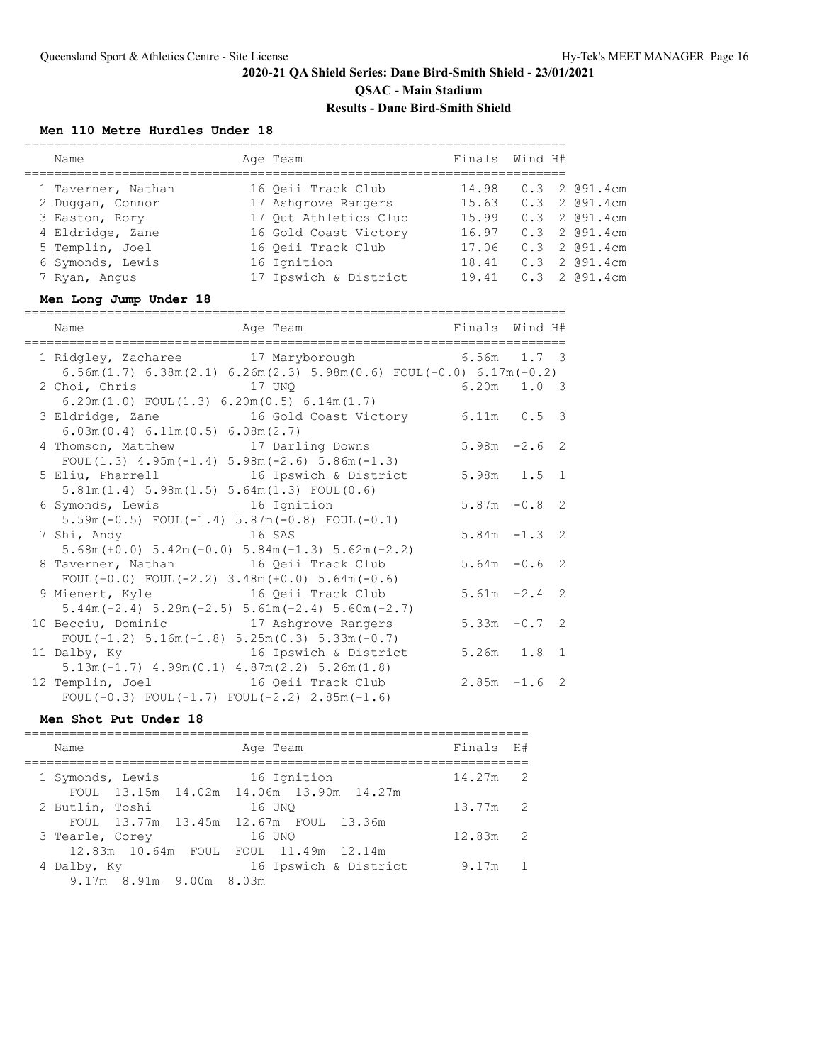## 2020-21 QA Shield Series: Dane Bird-Smith Shield - 23/01/2021

### QSAC - Main Stadium

### Results - Dane Bird-Smith Shield

#### Men 110 Metre Hurdles Under 18

| | Name | Age | Team | Finals | Wind | H# | |
|---|---|---|---|---|---|---|---|
| 1 | Taverner, Nathan | 16 | Qeii Track Club | 14.98 | 0.3 | 2 | @91.4cm |
| 2 | Duggan, Connor | 17 | Ashgrove Rangers | 15.63 | 0.3 | 2 | @91.4cm |
| 3 | Easton, Rory | 17 | Qut Athletics Club | 15.99 | 0.3 | 2 | @91.4cm |
| 4 | Eldridge, Zane | 16 | Gold Coast Victory | 16.97 | 0.3 | 2 | @91.4cm |
| 5 | Templin, Joel | 16 | Qeii Track Club | 17.06 | 0.3 | 2 | @91.4cm |
| 6 | Symonds, Lewis | 16 | Ignition | 18.41 | 0.3 | 2 | @91.4cm |
| 7 | Ryan, Angus | 17 | Ipswich & District | 19.41 | 0.3 | 2 | @91.4cm |

#### Men Long Jump Under 18

| | Name | Age | Team | Finals | Wind | H# |
|---|---|---|---|---|---|---|
| 1 | Ridgley, Zacharee | 17 | Maryborough | 6.56m | 1.7 | 3 |
| | 6.56m(1.7) 6.38m(2.1) 6.26m(2.3) 5.98m(0.6) FOUL(-0.0) 6.17m(-0.2) | | | | | |
| 2 | Choi, Chris | 17 | UNQ | 6.20m | 1.0 | 3 |
| | 6.20m(1.0) FOUL(1.3) 6.20m(0.5) 6.14m(1.7) | | | | | |
| 3 | Eldridge, Zane | 16 | Gold Coast Victory | 6.11m | 0.5 | 3 |
| | 6.03m(0.4) 6.11m(0.5) 6.08m(2.7) | | | | | |
| 4 | Thomson, Matthew | 17 | Darling Downs | 5.98m | -2.6 | 2 |
| | FOUL(1.3) 4.95m(-1.4) 5.98m(-2.6) 5.86m(-1.3) | | | | | |
| 5 | Eliu, Pharrell | 16 | Ipswich & District | 5.98m | 1.5 | 1 |
| | 5.81m(1.4) 5.98m(1.5) 5.64m(1.3) FOUL(0.6) | | | | | |
| 6 | Symonds, Lewis | 16 | Ignition | 5.87m | -0.8 | 2 |
| | 5.59m(-0.5) FOUL(-1.4) 5.87m(-0.8) FOUL(-0.1) | | | | | |
| 7 | Shi, Andy | 16 | SAS | 5.84m | -1.3 | 2 |
| | 5.68m(+0.0) 5.42m(+0.0) 5.84m(-1.3) 5.62m(-2.2) | | | | | |
| 8 | Taverner, Nathan | 16 | Qeii Track Club | 5.64m | -0.6 | 2 |
| | FOUL(+0.0) FOUL(-2.2) 3.48m(+0.0) 5.64m(-0.6) | | | | | |
| 9 | Mienert, Kyle | 16 | Qeii Track Club | 5.61m | -2.4 | 2 |
| | 5.44m(-2.4) 5.29m(-2.5) 5.61m(-2.4) 5.60m(-2.7) | | | | | |
| 10 | Becciu, Dominic | 17 | Ashgrove Rangers | 5.33m | -0.7 | 2 |
| | FOUL(-1.2) 5.16m(-1.8) 5.25m(0.3) 5.33m(-0.7) | | | | | |
| 11 | Dalby, Ky | 16 | Ipswich & District | 5.26m | 1.8 | 1 |
| | 5.13m(-1.7) 4.99m(0.1) 4.87m(2.2) 5.26m(1.8) | | | | | |
| 12 | Templin, Joel | 16 | Qeii Track Club | 2.85m | -1.6 | 2 |
| | FOUL(-0.3) FOUL(-1.7) FOUL(-2.2) 2.85m(-1.6) | | | | | |

#### Men Shot Put Under 18

| | Name | Age | Team | Finals | H# |
|---|---|---|---|---|---|
| 1 | Symonds, Lewis | 16 | Ignition | 14.27m | 2 |
| | FOUL 13.15m 14.02m 14.06m 13.90m 14.27m | | | | |
| 2 | Butlin, Toshi | 16 | UNQ | 13.77m | 2 |
| | FOUL 13.77m 13.45m 12.67m FOUL 13.36m | | | | |
| 3 | Tearle, Corey | 16 | UNQ | 12.83m | 2 |
| | 12.83m 10.64m FOUL FOUL 11.49m 12.14m | | | | |
| 4 | Dalby, Ky | 16 | Ipswich & District | 9.17m | 1 |
| | 9.17m 8.91m 9.00m 8.03m | | | | |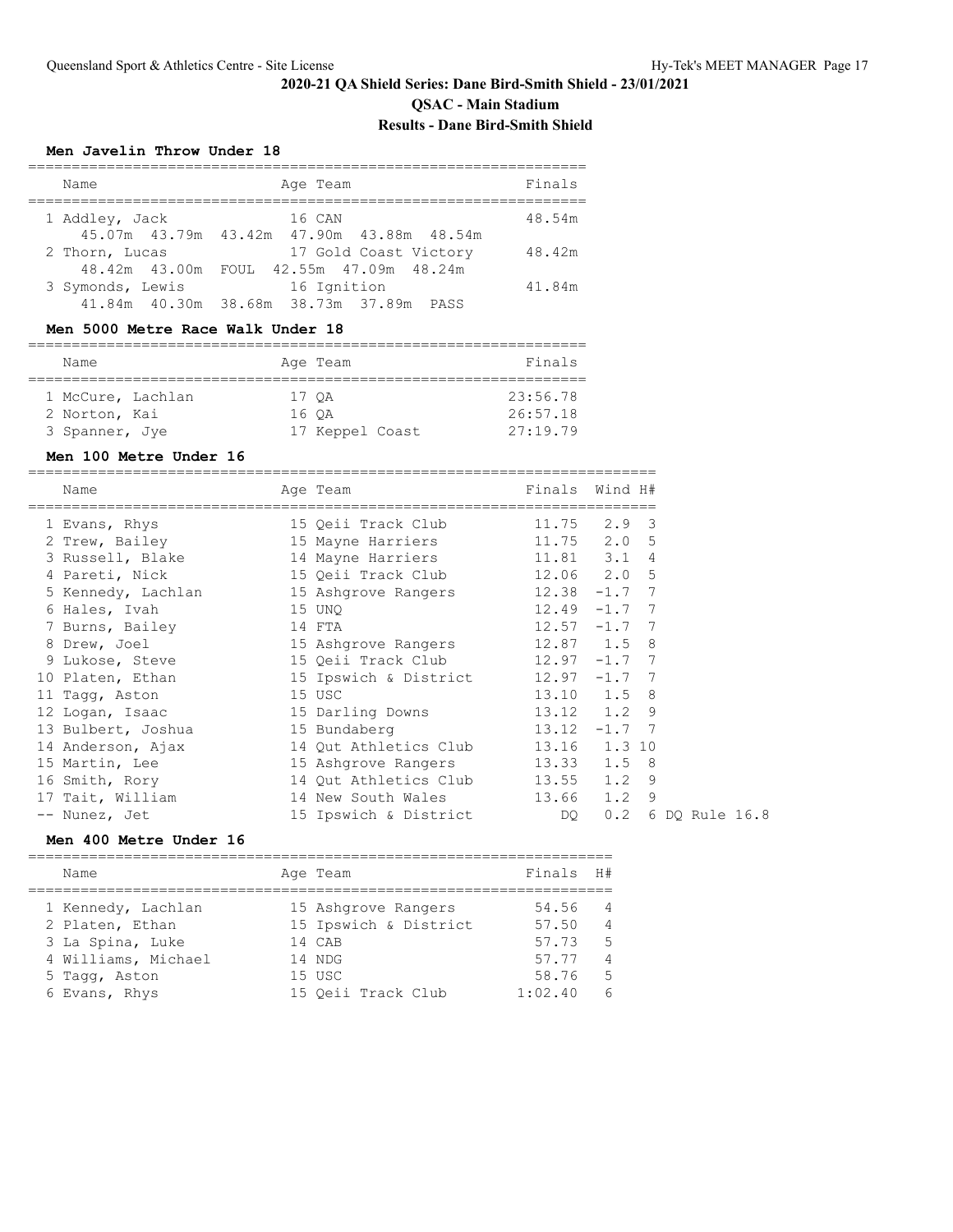## 2020-21 QA Shield Series: Dane Bird-Smith Shield - 23/01/2021

### QSAC - Main Stadium

### Results - Dane Bird-Smith Shield

#### Men Javelin Throw Under 18

| | Name | Age | Team | Finals |
|---|---|---|---|---|
| 1 | Addley, Jack | 16 | CAN | 48.54m |
| | 45.07m 43.79m 43.42m 47.90m 43.88m 48.54m | | | |
| 2 | Thorn, Lucas | 17 | Gold Coast Victory | 48.42m |
| | 48.42m 43.00m FOUL 42.55m 47.09m 48.24m | | | |
| 3 | Symonds, Lewis | 16 | Ignition | 41.84m |
| | 41.84m 40.30m 38.68m 38.73m 37.89m PASS | | | |

#### Men 5000 Metre Race Walk Under 18

| | Name | Age | Team | Finals |
|---|---|---|---|---|
| 1 | McCure, Lachlan | 17 | QA | 23:56.78 |
| 2 | Norton, Kai | 16 | QA | 26:57.18 |
| 3 | Spanner, Jye | 17 | Keppel Coast | 27:19.79 |

#### Men 100 Metre Under 16

| | Name | Age | Team | Finals | Wind | H# | |
|---|---|---|---|---|---|---|---|
| 1 | Evans, Rhys | 15 | Qeii Track Club | 11.75 | 2.9 | 3 | |
| 2 | Trew, Bailey | 15 | Mayne Harriers | 11.75 | 2.0 | 5 | |
| 3 | Russell, Blake | 14 | Mayne Harriers | 11.81 | 3.1 | 4 | |
| 4 | Pareti, Nick | 15 | Qeii Track Club | 12.06 | 2.0 | 5 | |
| 5 | Kennedy, Lachlan | 15 | Ashgrove Rangers | 12.38 | -1.7 | 7 | |
| 6 | Hales, Ivah | 15 | UNQ | 12.49 | -1.7 | 7 | |
| 7 | Burns, Bailey | 14 | FTA | 12.57 | -1.7 | 7 | |
| 8 | Drew, Joel | 15 | Ashgrove Rangers | 12.87 | 1.5 | 8 | |
| 9 | Lukose, Steve | 15 | Qeii Track Club | 12.97 | -1.7 | 7 | |
| 10 | Platen, Ethan | 15 | Ipswich & District | 12.97 | -1.7 | 7 | |
| 11 | Tagg, Aston | 15 | USC | 13.10 | 1.5 | 8 | |
| 12 | Logan, Isaac | 15 | Darling Downs | 13.12 | 1.2 | 9 | |
| 13 | Bulbert, Joshua | 15 | Bundaberg | 13.12 | -1.7 | 7 | |
| 14 | Anderson, Ajax | 14 | Qut Athletics Club | 13.16 | 1.3 | 10 | |
| 15 | Martin, Lee | 15 | Ashgrove Rangers | 13.33 | 1.5 | 8 | |
| 16 | Smith, Rory | 14 | Qut Athletics Club | 13.55 | 1.2 | 9 | |
| 17 | Tait, William | 14 | New South Wales | 13.66 | 1.2 | 9 | |
| -- | Nunez, Jet | 15 | Ipswich & District | DQ | 0.2 | 6 | DQ Rule 16.8 |

#### Men 400 Metre Under 16

| | Name | Age | Team | Finals | H# |
|---|---|---|---|---|---|
| 1 | Kennedy, Lachlan | 15 | Ashgrove Rangers | 54.56 | 4 |
| 2 | Platen, Ethan | 15 | Ipswich & District | 57.50 | 4 |
| 3 | La Spina, Luke | 14 | CAB | 57.73 | 5 |
| 4 | Williams, Michael | 14 | NDG | 57.77 | 4 |
| 5 | Tagg, Aston | 15 | USC | 58.76 | 5 |
| 6 | Evans, Rhys | 15 | Qeii Track Club | 1:02.40 | 6 |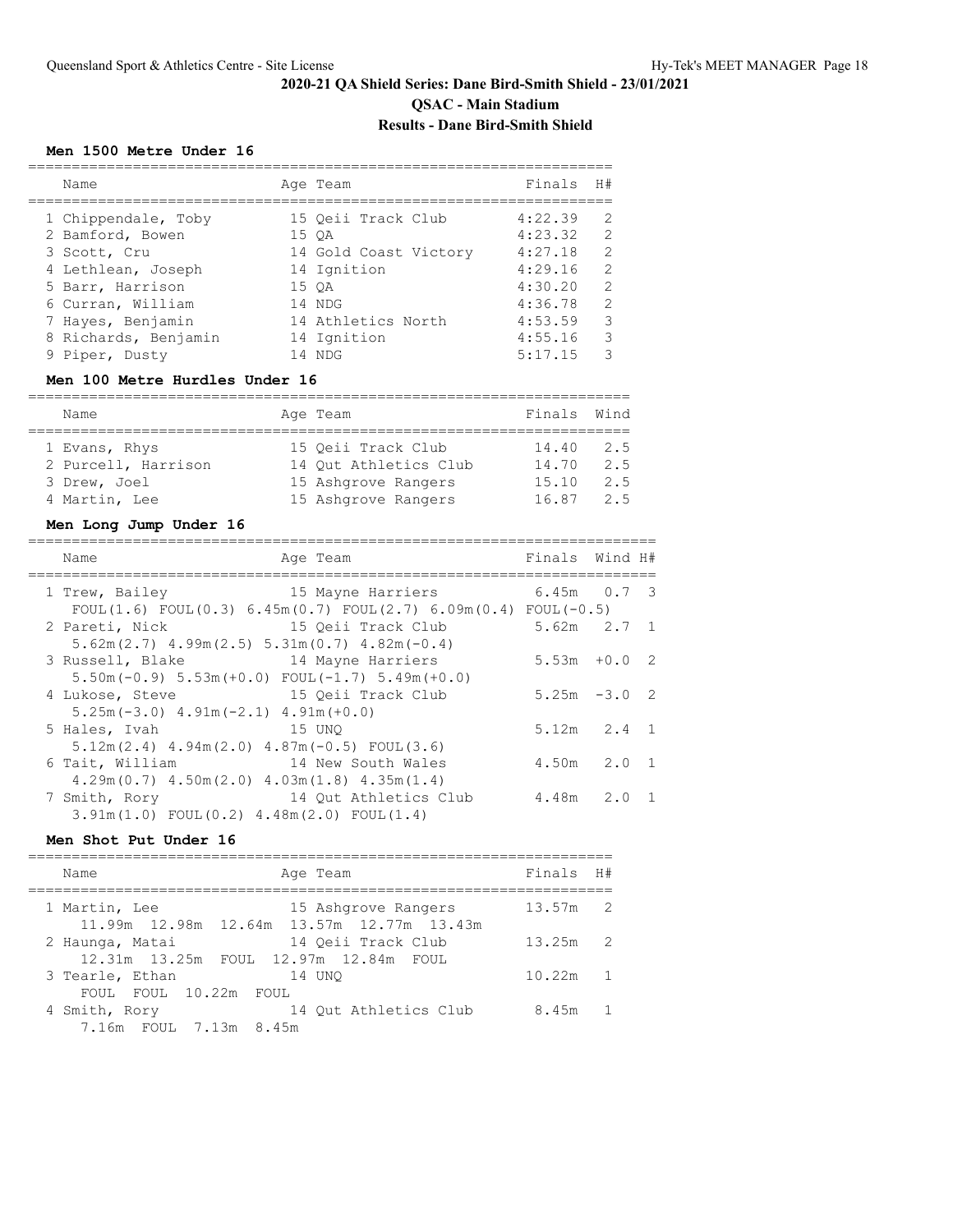## 2020-21 QA Shield Series: Dane Bird-Smith Shield - 23/01/2021

### QSAC - Main Stadium

### Results - Dane Bird-Smith Shield

#### Men 1500 Metre Under 16

| | Name | Age | Team | Finals | H# |
|---|---|---|---|---|---|
| 1 | Chippendale, Toby | 15 | Qeii Track Club | 4:22.39 | 2 |
| 2 | Bamford, Bowen | 15 | QA | 4:23.32 | 2 |
| 3 | Scott, Cru | 14 | Gold Coast Victory | 4:27.18 | 2 |
| 4 | Lethlean, Joseph | 14 | Ignition | 4:29.16 | 2 |
| 5 | Barr, Harrison | 15 | QA | 4:30.20 | 2 |
| 6 | Curran, William | 14 | NDG | 4:36.78 | 2 |
| 7 | Hayes, Benjamin | 14 | Athletics North | 4:53.59 | 3 |
| 8 | Richards, Benjamin | 14 | Ignition | 4:55.16 | 3 |
| 9 | Piper, Dusty | 14 | NDG | 5:17.15 | 3 |

#### Men 100 Metre Hurdles Under 16

| | Name | Age | Team | Finals | Wind |
|---|---|---|---|---|---|
| 1 | Evans, Rhys | 15 | Qeii Track Club | 14.40 | 2.5 |
| 2 | Purcell, Harrison | 14 | Qut Athletics Club | 14.70 | 2.5 |
| 3 | Drew, Joel | 15 | Ashgrove Rangers | 15.10 | 2.5 |
| 4 | Martin, Lee | 15 | Ashgrove Rangers | 16.87 | 2.5 |

#### Men Long Jump Under 16

| | Name | Age | Team | Finals | Wind | H# |
|---|---|---|---|---|---|---|
| 1 | Trew, Bailey | 15 | Mayne Harriers | 6.45m | 0.7 | 3 |
| | FOUL(1.6) FOUL(0.3) 6.45m(0.7) FOUL(2.7) 6.09m(0.4) FOUL(-0.5) | | | | | |
| 2 | Pareti, Nick | 15 | Qeii Track Club | 5.62m | 2.7 | 1 |
| | 5.62m(2.7) 4.99m(2.5) 5.31m(0.7) 4.82m(-0.4) | | | | | |
| 3 | Russell, Blake | 14 | Mayne Harriers | 5.53m | +0.0 | 2 |
| | 5.50m(-0.9) 5.53m(+0.0) FOUL(-1.7) 5.49m(+0.0) | | | | | |
| 4 | Lukose, Steve | 15 | Qeii Track Club | 5.25m | -3.0 | 2 |
| | 5.25m(-3.0) 4.91m(-2.1) 4.91m(+0.0) | | | | | |
| 5 | Hales, Ivah | 15 | UNQ | 5.12m | 2.4 | 1 |
| | 5.12m(2.4) 4.94m(2.0) 4.87m(-0.5) FOUL(3.6) | | | | | |
| 6 | Tait, William | 14 | New South Wales | 4.50m | 2.0 | 1 |
| | 4.29m(0.7) 4.50m(2.0) 4.03m(1.8) 4.35m(1.4) | | | | | |
| 7 | Smith, Rory | 14 | Qut Athletics Club | 4.48m | 2.0 | 1 |
| | 3.91m(1.0) FOUL(0.2) 4.48m(2.0) FOUL(1.4) | | | | | |

#### Men Shot Put Under 16

| | Name | Age | Team | Finals | H# |
|---|---|---|---|---|---|
| 1 | Martin, Lee | 15 | Ashgrove Rangers | 13.57m | 2 |
| | 11.99m 12.98m 12.64m 13.57m 12.77m 13.43m | | | | |
| 2 | Haunga, Matai | 14 | Qeii Track Club | 13.25m | 2 |
| | 12.31m 13.25m FOUL 12.97m 12.84m FOUL | | | | |
| 3 | Tearle, Ethan | 14 | UNQ | 10.22m | 1 |
| | FOUL FOUL 10.22m FOUL | | | | |
| 4 | Smith, Rory | 14 | Qut Athletics Club | 8.45m | 1 |
| | 7.16m FOUL 7.13m 8.45m | | | | |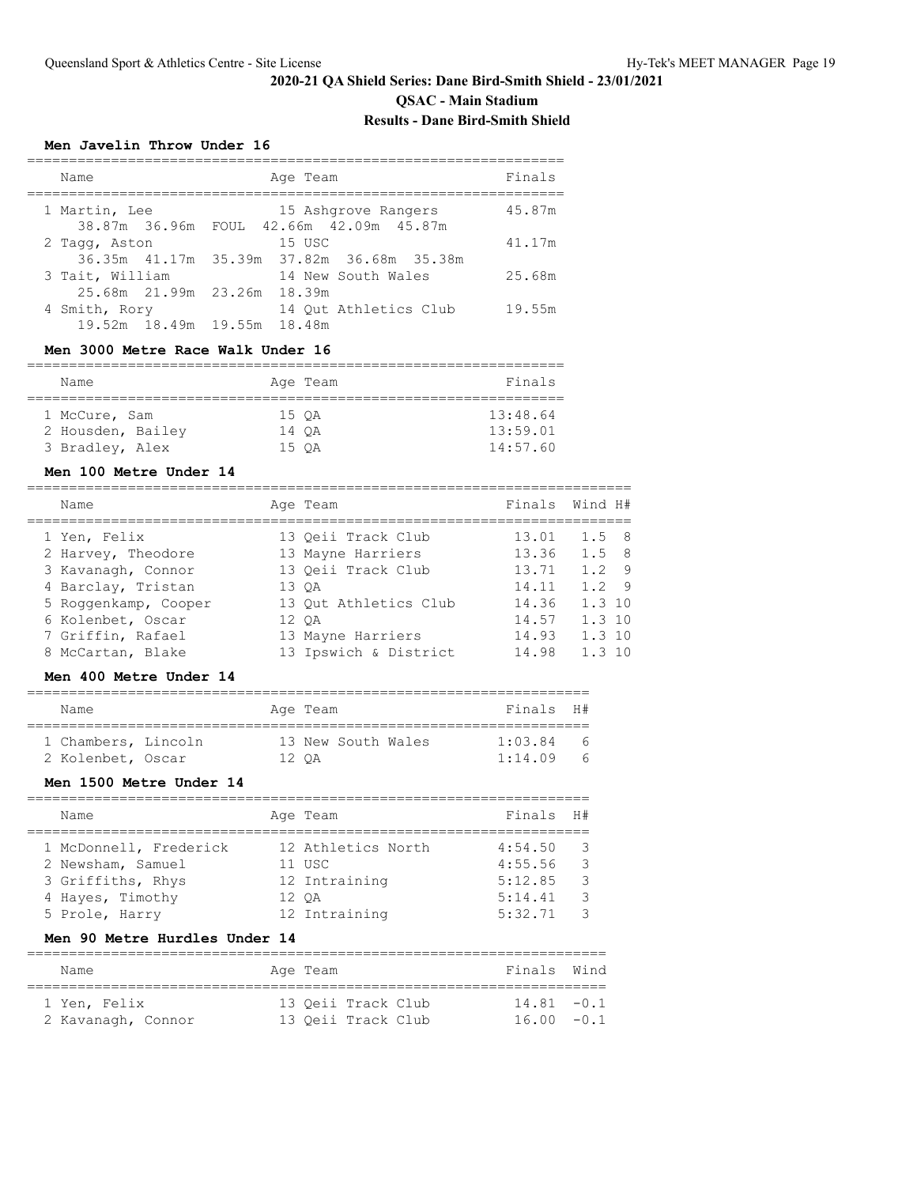## 2020-21 QA Shield Series: Dane Bird-Smith Shield - 23/01/2021

### QSAC - Main Stadium

### Results - Dane Bird-Smith Shield

#### Men Javelin Throw Under 16

| Name | Age | Team | Finals |
|---|---|---|---|
| 1 Martin, Lee | 15 | Ashgrove Rangers | 45.87m |
| 38.87m 36.96m FOUL 42.66m 42.09m 45.87m | | | |
| 2 Tagg, Aston | 15 | USC | 41.17m |
| 36.35m 41.17m 35.39m 37.82m 36.68m 35.38m | | | |
| 3 Tait, William | 14 | New South Wales | 25.68m |
| 25.68m 21.99m 23.26m 18.39m | | | |
| 4 Smith, Rory | 14 | Qut Athletics Club | 19.55m |
| 19.52m 18.49m 19.55m 18.48m | | | |

#### Men 3000 Metre Race Walk Under 16

| Name | Age | Team | Finals |
|---|---|---|---|
| 1 McCure, Sam | 15 | QA | 13:48.64 |
| 2 Housden, Bailey | 14 | QA | 13:59.01 |
| 3 Bradley, Alex | 15 | QA | 14:57.60 |

#### Men 100 Metre Under 14

| Name | Age | Team | Finals | Wind | H# |
|---|---|---|---|---|---|
| 1 Yen, Felix | 13 | Qeii Track Club | 13.01 | 1.5 | 8 |
| 2 Harvey, Theodore | 13 | Mayne Harriers | 13.36 | 1.5 | 8 |
| 3 Kavanagh, Connor | 13 | Qeii Track Club | 13.71 | 1.2 | 9 |
| 4 Barclay, Tristan | 13 | QA | 14.11 | 1.2 | 9 |
| 5 Roggenkamp, Cooper | 13 | Qut Athletics Club | 14.36 | 1.3 | 10 |
| 6 Kolenbet, Oscar | 12 | QA | 14.57 | 1.3 | 10 |
| 7 Griffin, Rafael | 13 | Mayne Harriers | 14.93 | 1.3 | 10 |
| 8 McCartan, Blake | 13 | Ipswich & District | 14.98 | 1.3 | 10 |

#### Men 400 Metre Under 14

| Name | Age | Team | Finals | H# |
|---|---|---|---|---|
| 1 Chambers, Lincoln | 13 | New South Wales | 1:03.84 | 6 |
| 2 Kolenbet, Oscar | 12 | QA | 1:14.09 | 6 |

#### Men 1500 Metre Under 14

| Name | Age | Team | Finals | H# |
|---|---|---|---|---|
| 1 McDonnell, Frederick | 12 | Athletics North | 4:54.50 | 3 |
| 2 Newsham, Samuel | 11 | USC | 4:55.56 | 3 |
| 3 Griffiths, Rhys | 12 | Intraining | 5:12.85 | 3 |
| 4 Hayes, Timothy | 12 | QA | 5:14.41 | 3 |
| 5 Prole, Harry | 12 | Intraining | 5:32.71 | 3 |

#### Men 90 Metre Hurdles Under 14

| Name | Age | Team | Finals | Wind |
|---|---|---|---|---|
| 1 Yen, Felix | 13 | Qeii Track Club | 14.81 | -0.1 |
| 2 Kavanagh, Connor | 13 | Qeii Track Club | 16.00 | -0.1 |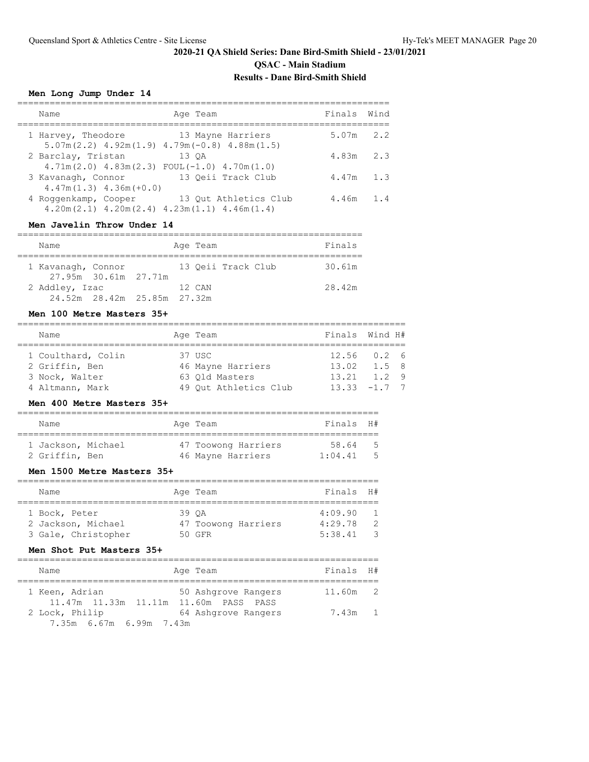## 2020-21 QA Shield Series: Dane Bird-Smith Shield - 23/01/2021

### QSAC - Main Stadium

### Results - Dane Bird-Smith Shield

#### Men Long Jump Under 14

| Name | Age | Team | Finals | Wind |
|---|---|---|---|---|
| 1 Harvey, Theodore | 13 | Mayne Harriers | 5.07m | 2.2 |
| 5.07m(2.2) 4.92m(1.9) 4.79m(-0.8) 4.88m(1.5) | | | | |
| 2 Barclay, Tristan | 13 | QA | 4.83m | 2.3 |
| 4.71m(2.0) 4.83m(2.3) FOUL(-1.0) 4.70m(1.0) | | | | |
| 3 Kavanagh, Connor | 13 | Qeii Track Club | 4.47m | 1.3 |
| 4.47m(1.3) 4.36m(+0.0) | | | | |
| 4 Roggenkamp, Cooper | 13 | Qut Athletics Club | 4.46m | 1.4 |
| 4.20m(2.1) 4.20m(2.4) 4.23m(1.1) 4.46m(1.4) | | | | |

#### Men Javelin Throw Under 14

| Name | Age | Team | Finals |
|---|---|---|---|
| 1 Kavanagh, Connor | 13 | Qeii Track Club | 30.61m |
| 27.95m 30.61m 27.71m | | | |
| 2 Addley, Izac | 12 | CAN | 28.42m |
| 24.52m 28.42m 25.85m 27.32m | | | |

#### Men 100 Metre Masters 35+

| Name | Age | Team | Finals | Wind | H# |
|---|---|---|---|---|---|
| 1 Coulthard, Colin | 37 | USC | 12.56 | 0.2 | 6 |
| 2 Griffin, Ben | 46 | Mayne Harriers | 13.02 | 1.5 | 8 |
| 3 Nock, Walter | 63 | Qld Masters | 13.21 | 1.2 | 9 |
| 4 Altmann, Mark | 49 | Qut Athletics Club | 13.33 | -1.7 | 7 |

#### Men 400 Metre Masters 35+

| Name | Age | Team | Finals | H# |
|---|---|---|---|---|
| 1 Jackson, Michael | 47 | Toowong Harriers | 58.64 | 5 |
| 2 Griffin, Ben | 46 | Mayne Harriers | 1:04.41 | 5 |

#### Men 1500 Metre Masters 35+

| Name | Age | Team | Finals | H# |
|---|---|---|---|---|
| 1 Bock, Peter | 39 | QA | 4:09.90 | 1 |
| 2 Jackson, Michael | 47 | Toowong Harriers | 4:29.78 | 2 |
| 3 Gale, Christopher | 50 | GFR | 5:38.41 | 3 |

#### Men Shot Put Masters 35+

| Name | Age | Team | Finals | H# |
|---|---|---|---|---|
| 1 Keen, Adrian | 50 | Ashgrove Rangers | 11.60m | 2 |
| 11.47m 11.33m 11.11m 11.60m PASS PASS | | | | |
| 2 Lock, Philip | 64 | Ashgrove Rangers | 7.43m | 1 |
| 7.35m 6.67m 6.99m 7.43m | | | | |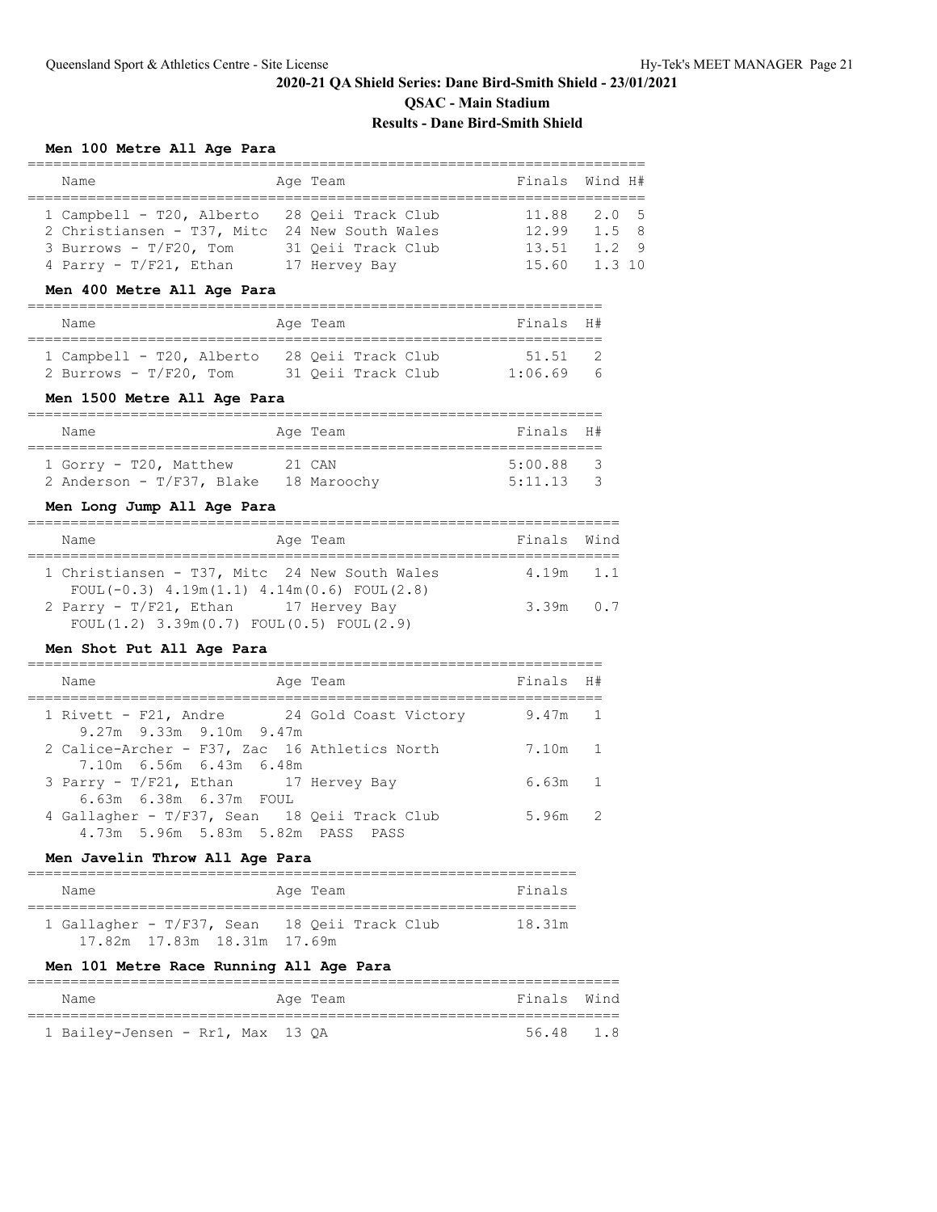## 2020-21 QA Shield Series: Dane Bird-Smith Shield - 23/01/2021

### QSAC - Main Stadium

### Results - Dane Bird-Smith Shield

#### Men 100 Metre All Age Para

| | Name | Age | Team | Finals | Wind | H# |
|---|---|---|---|---|---|---|
| 1 | Campbell - T20, Alberto | 28 | Qeii Track Club | 11.88 | 2.0 | 5 |
| 2 | Christiansen - T37, Mitc | 24 | New South Wales | 12.99 | 1.5 | 8 |
| 3 | Burrows - T/F20, Tom | 31 | Qeii Track Club | 13.51 | 1.2 | 9 |
| 4 | Parry - T/F21, Ethan | 17 | Hervey Bay | 15.60 | 1.3 | 10 |

#### Men 400 Metre All Age Para

| | Name | Age | Team | Finals | H# |
|---|---|---|---|---|---|
| 1 | Campbell - T20, Alberto | 28 | Qeii Track Club | 51.51 | 2 |
| 2 | Burrows - T/F20, Tom | 31 | Qeii Track Club | 1:06.69 | 6 |

#### Men 1500 Metre All Age Para

| | Name | Age | Team | Finals | H# |
|---|---|---|---|---|---|
| 1 | Gorry - T20, Matthew | 21 | CAN | 5:00.88 | 3 |
| 2 | Anderson - T/F37, Blake | 18 | Maroochy | 5:11.13 | 3 |

#### Men Long Jump All Age Para

| | Name | Age | Team | Finals | Wind |
|---|---|---|---|---|---|
| 1 | Christiansen - T37, Mitc | 24 | New South Wales | 4.19m | 1.1 |
| | FOUL(-0.3) 4.19m(1.1) 4.14m(0.6) FOUL(2.8) | | | | |
| 2 | Parry - T/F21, Ethan | 17 | Hervey Bay | 3.39m | 0.7 |
| | FOUL(1.2) 3.39m(0.7) FOUL(0.5) FOUL(2.9) | | | | |

#### Men Shot Put All Age Para

| | Name | Age | Team | Finals | H# |
|---|---|---|---|---|---|
| 1 | Rivett - F21, Andre | 24 | Gold Coast Victory | 9.47m | 1 |
| | 9.27m 9.33m 9.10m 9.47m | | | | |
| 2 | Calice-Archer - F37, Zac | 16 | Athletics North | 7.10m | 1 |
| | 7.10m 6.56m 6.43m 6.48m | | | | |
| 3 | Parry - T/F21, Ethan | 17 | Hervey Bay | 6.63m | 1 |
| | 6.63m 6.38m 6.37m FOUL | | | | |
| 4 | Gallagher - T/F37, Sean | 18 | Qeii Track Club | 5.96m | 2 |
| | 4.73m 5.96m 5.83m 5.82m PASS PASS | | | | |

#### Men Javelin Throw All Age Para

| | Name | Age | Team | Finals |
|---|---|---|---|---|
| 1 | Gallagher - T/F37, Sean | 18 | Qeii Track Club | 18.31m |
| | 17.82m 17.83m 18.31m 17.69m | | | |

#### Men 101 Metre Race Running All Age Para

| | Name | Age | Team | Finals | Wind |
|---|---|---|---|---|---|
| 1 | Bailey-Jensen - Rr1, Max | 13 | QA | 56.48 | 1.8 |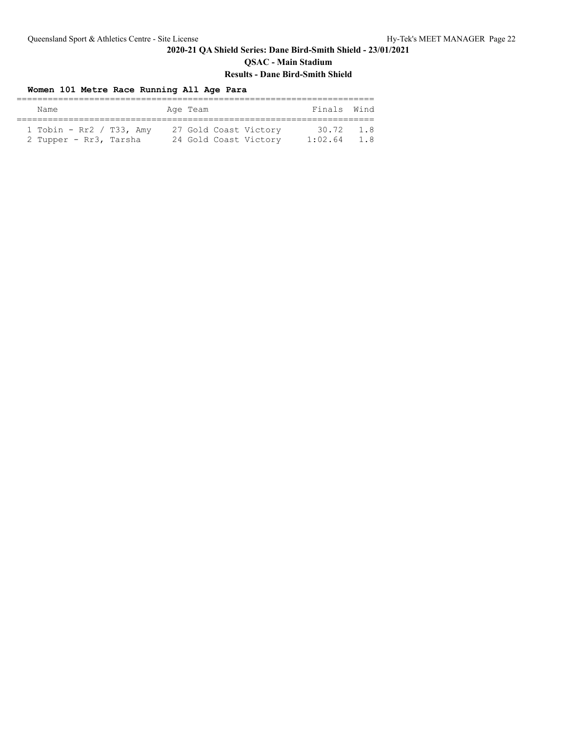## 2020-21 QA Shield Series: Dane Bird-Smith Shield - 23/01/2021

### QSAC - Main Stadium

### Results - Dane Bird-Smith Shield

**Women 101 Metre Race Running All Age Para**

| | Name | Age | Team | Finals | Wind |
|---|---|---|---|---|---|
| 1 | Tobin - Rr2 / T33, Amy | 27 | Gold Coast Victory | 30.72 | 1.8 |
| 2 | Tupper - Rr3, Tarsha | 24 | Gold Coast Victory | 1:02.64 | 1.8 |